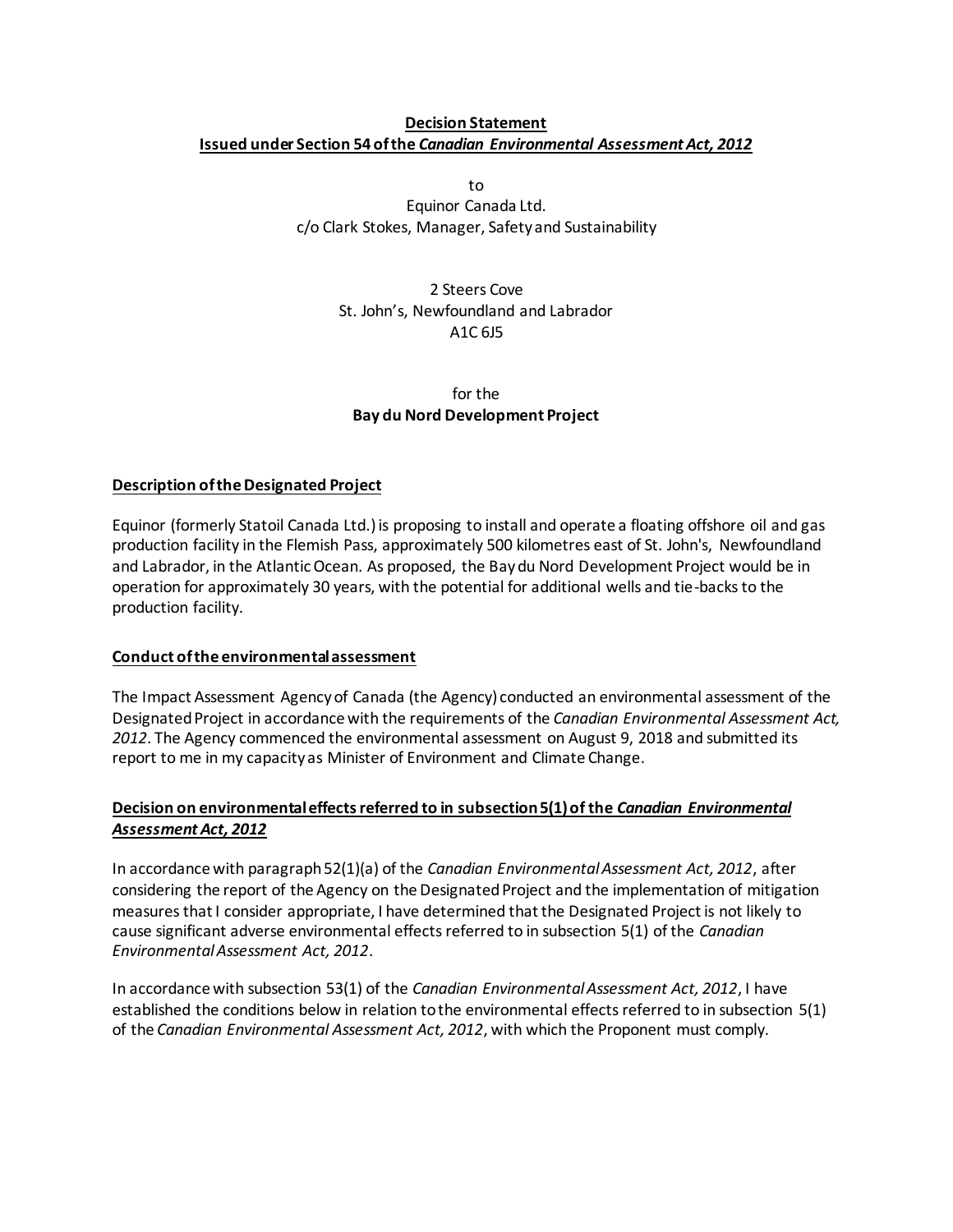**Decision Statement**
**Issued under Section 54 of the *Canadian Environmental Assessment Act, 2012***

to
Equinor Canada Ltd.
c/o Clark Stokes, Manager, Safety and Sustainability

2 Steers Cove
St. John's, Newfoundland and Labrador
A1C 6J5

for the
**Bay du Nord Development Project**

## Description of the Designated Project

Equinor (formerly Statoil Canada Ltd.) is proposing to install and operate a floating offshore oil and gas production facility in the Flemish Pass, approximately 500 kilometres east of St. John's, Newfoundland and Labrador, in the Atlantic Ocean. As proposed, the Bay du Nord Development Project would be in operation for approximately 30 years, with the potential for additional wells and tie-backs to the production facility.

## Conduct of the environmental assessment

The Impact Assessment Agency of Canada (the Agency) conducted an environmental assessment of the Designated Project in accordance with the requirements of the *Canadian Environmental Assessment Act, 2012*. The Agency commenced the environmental assessment on August 9, 2018 and submitted its report to me in my capacity as Minister of Environment and Climate Change.

## Decision on environmental effects referred to in subsection 5(1) of the *Canadian Environmental Assessment Act, 2012*

In accordance with paragraph 52(1)(a) of the *Canadian Environmental Assessment Act, 2012*, after considering the report of the Agency on the Designated Project and the implementation of mitigation measures that I consider appropriate, I have determined that the Designated Project is not likely to cause significant adverse environmental effects referred to in subsection 5(1) of the *Canadian Environmental Assessment Act, 2012*.

In accordance with subsection 53(1) of the *Canadian Environmental Assessment Act, 2012*, I have established the conditions below in relation to the environmental effects referred to in subsection 5(1) of the *Canadian Environmental Assessment Act, 2012*, with which the Proponent must comply.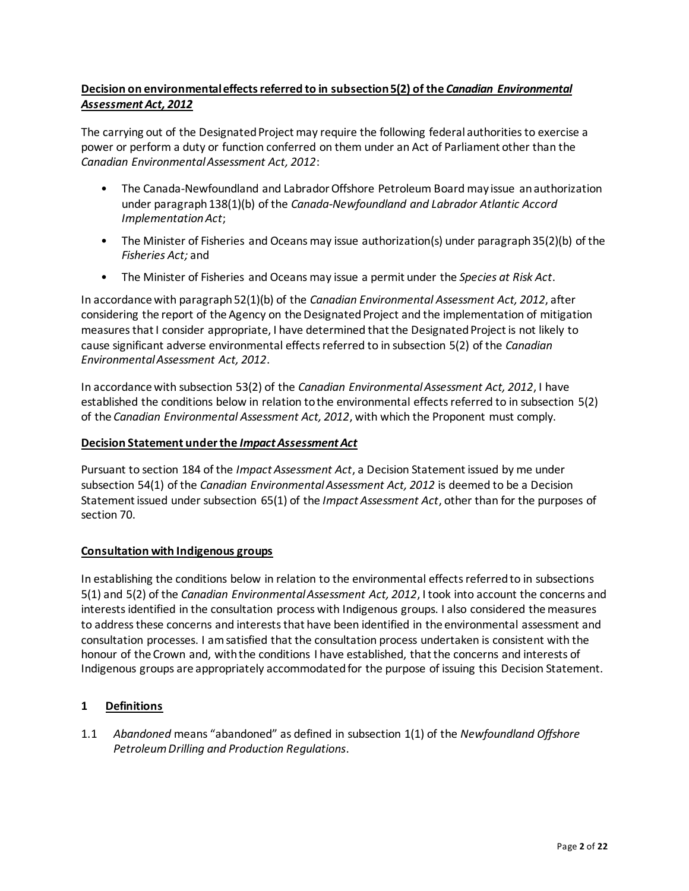## **Decision on environmental effects referred to in subsection 5(2) of the *Canadian Environmental Assessment Act, 2012***

The carrying out of the Designated Project may require the following federal authorities to exercise a power or perform a duty or function conferred on them under an Act of Parliament other than the *Canadian Environmental Assessment Act, 2012*:

- The Canada-Newfoundland and Labrador Offshore Petroleum Board may issue an authorization under paragraph 138(1)(b) of the *Canada-Newfoundland and Labrador Atlantic Accord Implementation Act*;
- The Minister of Fisheries and Oceans may issue authorization(s) under paragraph 35(2)(b) of the *Fisheries Act;* and
- The Minister of Fisheries and Oceans may issue a permit under the *Species at Risk Act*.

In accordance with paragraph 52(1)(b) of the *Canadian Environmental Assessment Act, 2012*, after considering the report of the Agency on the Designated Project and the implementation of mitigation measures that I consider appropriate, I have determined that the Designated Project is not likely to cause significant adverse environmental effects referred to in subsection 5(2) of the *Canadian Environmental Assessment Act, 2012*.

In accordance with subsection 53(2) of the *Canadian Environmental Assessment Act, 2012*, I have established the conditions below in relation to the environmental effects referred to in subsection 5(2) of the *Canadian Environmental Assessment Act, 2012*, with which the Proponent must comply.

## **Decision Statement under the *Impact Assessment Act***

Pursuant to section 184 of the *Impact Assessment Act*, a Decision Statement issued by me under subsection 54(1) of the *Canadian Environmental Assessment Act, 2012* is deemed to be a Decision Statement issued under subsection 65(1) of the *Impact Assessment Act*, other than for the purposes of section 70.

## **Consultation with Indigenous groups**

In establishing the conditions below in relation to the environmental effects referred to in subsections 5(1) and 5(2) of the *Canadian Environmental Assessment Act, 2012*, I took into account the concerns and interests identified in the consultation process with Indigenous groups. I also considered the measures to address these concerns and interests that have been identified in the environmental assessment and consultation processes. I am satisfied that the consultation process undertaken is consistent with the honour of the Crown and, with the conditions I have established, that the concerns and interests of Indigenous groups are appropriately accommodated for the purpose of issuing this Decision Statement.

## **1 Definitions**

1.1 *Abandoned* means "abandoned" as defined in subsection 1(1) of the *Newfoundland Offshore Petroleum Drilling and Production Regulations*.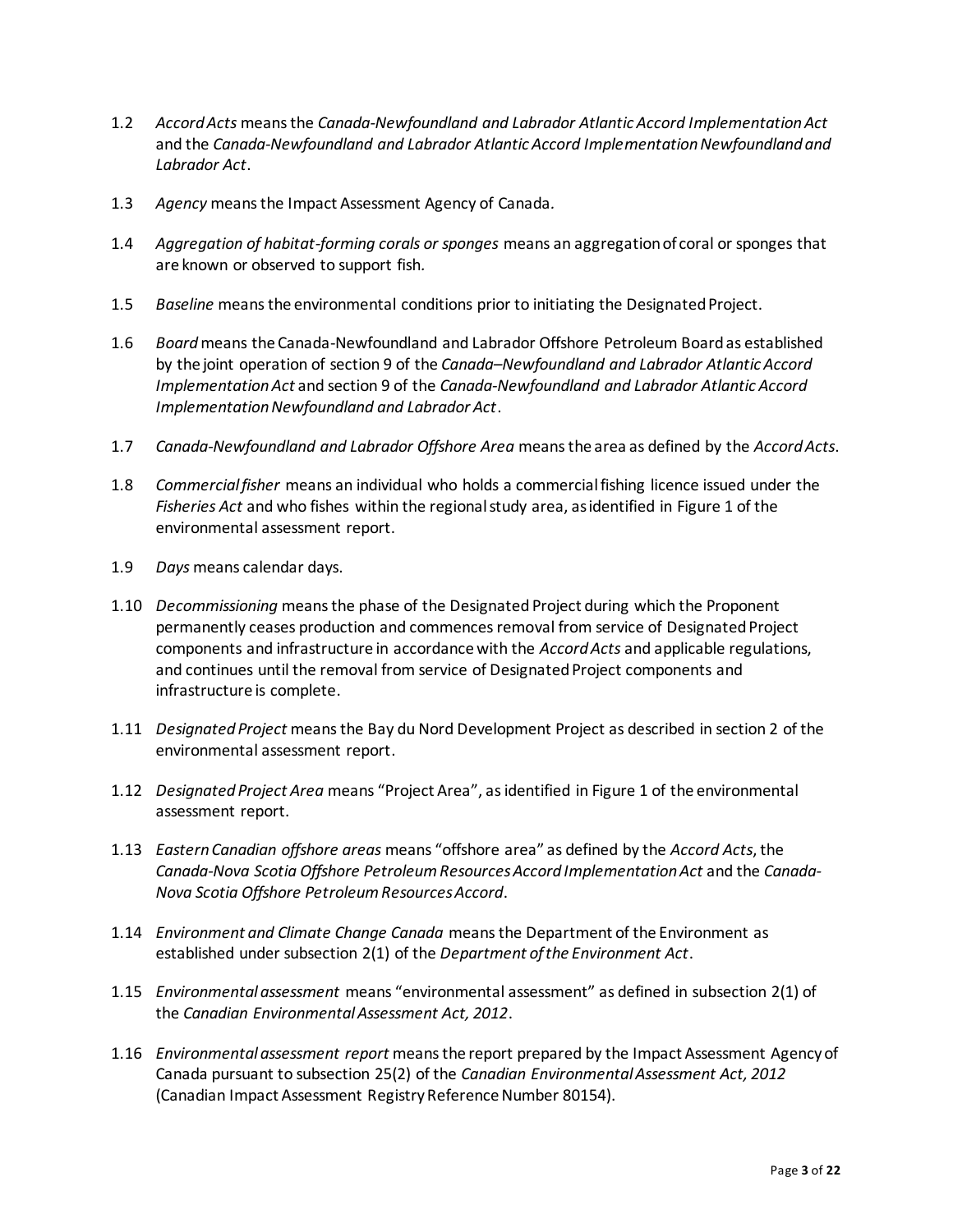1.2 *Accord Acts* means the *Canada-Newfoundland and Labrador Atlantic Accord Implementation Act* and the *Canada-Newfoundland and Labrador Atlantic Accord Implementation Newfoundland and Labrador Act*.

1.3 *Agency* means the Impact Assessment Agency of Canada.

1.4 *Aggregation of habitat-forming corals or sponges* means an aggregation of coral or sponges that are known or observed to support fish.

1.5 *Baseline* means the environmental conditions prior to initiating the Designated Project.

1.6 *Board* means the Canada-Newfoundland and Labrador Offshore Petroleum Board as established by the joint operation of section 9 of the *Canada–Newfoundland and Labrador Atlantic Accord Implementation Act* and section 9 of the *Canada-Newfoundland and Labrador Atlantic Accord Implementation Newfoundland and Labrador Act*.

1.7 *Canada-Newfoundland and Labrador Offshore Area* means the area as defined by the *Accord Acts*.

1.8 *Commercial fisher* means an individual who holds a commercial fishing licence issued under the *Fisheries Act* and who fishes within the regional study area, as identified in Figure 1 of the environmental assessment report.

1.9 *Days* means calendar days.

1.10 *Decommissioning* means the phase of the Designated Project during which the Proponent permanently ceases production and commences removal from service of Designated Project components and infrastructure in accordance with the *Accord Acts* and applicable regulations, and continues until the removal from service of Designated Project components and infrastructure is complete.

1.11 *Designated Project* means the Bay du Nord Development Project as described in section 2 of the environmental assessment report.

1.12 *Designated Project Area* means "Project Area", as identified in Figure 1 of the environmental assessment report.

1.13 *Eastern Canadian offshore areas* means "offshore area" as defined by the *Accord Acts*, the *Canada-Nova Scotia Offshore Petroleum Resources Accord Implementation Act* and the *Canada-Nova Scotia Offshore Petroleum Resources Accord*.

1.14 *Environment and Climate Change Canada* means the Department of the Environment as established under subsection 2(1) of the *Department of the Environment Act*.

1.15 *Environmental assessment* means "environmental assessment" as defined in subsection 2(1) of the *Canadian Environmental Assessment Act, 2012*.

1.16 *Environmental assessment report* means the report prepared by the Impact Assessment Agency of Canada pursuant to subsection 25(2) of the *Canadian Environmental Assessment Act, 2012* (Canadian Impact Assessment Registry Reference Number 80154).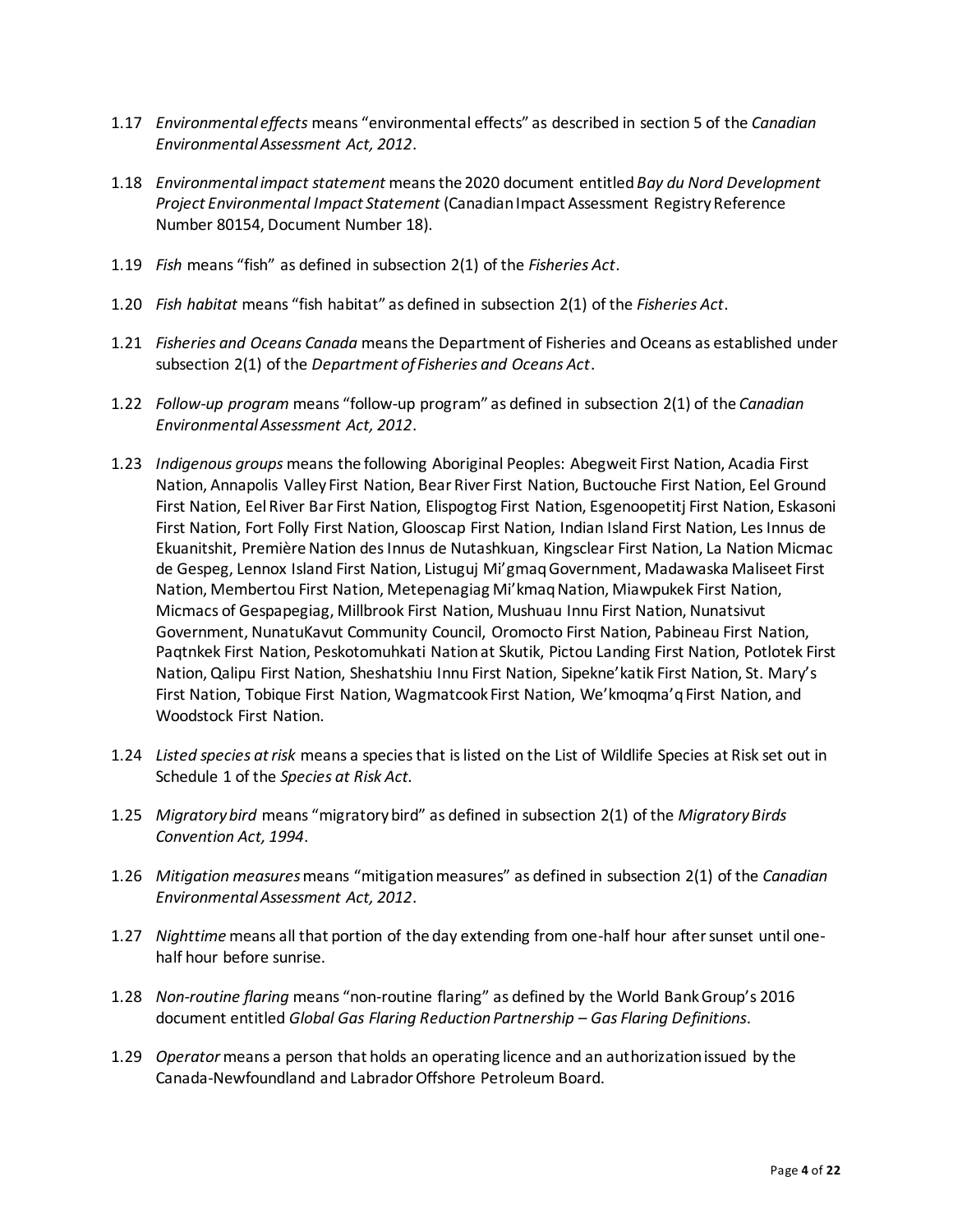1.17 *Environmental effects* means "environmental effects" as described in section 5 of the *Canadian Environmental Assessment Act, 2012*.

1.18 *Environmental impact statement* means the 2020 document entitled *Bay du Nord Development Project Environmental Impact Statement* (Canadian Impact Assessment Registry Reference Number 80154, Document Number 18).

1.19 *Fish* means "fish" as defined in subsection 2(1) of the *Fisheries Act*.

1.20 *Fish habitat* means "fish habitat" as defined in subsection 2(1) of the *Fisheries Act*.

1.21 *Fisheries and Oceans Canada* means the Department of Fisheries and Oceans as established under subsection 2(1) of the *Department of Fisheries and Oceans Act*.

1.22 *Follow-up program* means "follow-up program" as defined in subsection 2(1) of the *Canadian Environmental Assessment Act, 2012*.

1.23 *Indigenous groups* means the following Aboriginal Peoples: Abegweit First Nation, Acadia First Nation, Annapolis Valley First Nation, Bear River First Nation, Buctouche First Nation, Eel Ground First Nation, Eel River Bar First Nation, Elispogtog First Nation, Esgenoopetitj First Nation, Eskasoni First Nation, Fort Folly First Nation, Glooscap First Nation, Indian Island First Nation, Les Innus de Ekuanitshit, Première Nation des Innus de Nutashkuan, Kingsclear First Nation, La Nation Micmac de Gespeg, Lennox Island First Nation, Listuguj Mi'gmaq Government, Madawaska Maliseet First Nation, Membertou First Nation, Metepenagiag Mi'kmaq Nation, Miawpukek First Nation, Micmacs of Gespapegiag, Millbrook First Nation, Mushuau Innu First Nation, Nunatsivut Government, NunatuKavut Community Council, Oromocto First Nation, Pabineau First Nation, Paqtnkek First Nation, Peskotomuhkati Nation at Skutik, Pictou Landing First Nation, Potlotek First Nation, Qalipu First Nation, Sheshatshiu Innu First Nation, Sipekne'katik First Nation, St. Mary's First Nation, Tobique First Nation, Wagmatcook First Nation, We'kmoqma'q First Nation, and Woodstock First Nation.

1.24 *Listed species at risk* means a species that is listed on the List of Wildlife Species at Risk set out in Schedule 1 of the *Species at Risk Act.*

1.25 *Migratory bird* means "migratory bird" as defined in subsection 2(1) of the *Migratory Birds Convention Act, 1994*.

1.26 *Mitigation measures* means "mitigation measures" as defined in subsection 2(1) of the *Canadian Environmental Assessment Act, 2012*.

1.27 *Nighttime* means all that portion of the day extending from one-half hour after sunset until one-half hour before sunrise.

1.28 *Non-routine flaring* means "non-routine flaring" as defined by the World Bank Group's 2016 document entitled *Global Gas Flaring Reduction Partnership – Gas Flaring Definitions*.

1.29 *Operator* means a person that holds an operating licence and an authorization issued by the Canada-Newfoundland and Labrador Offshore Petroleum Board.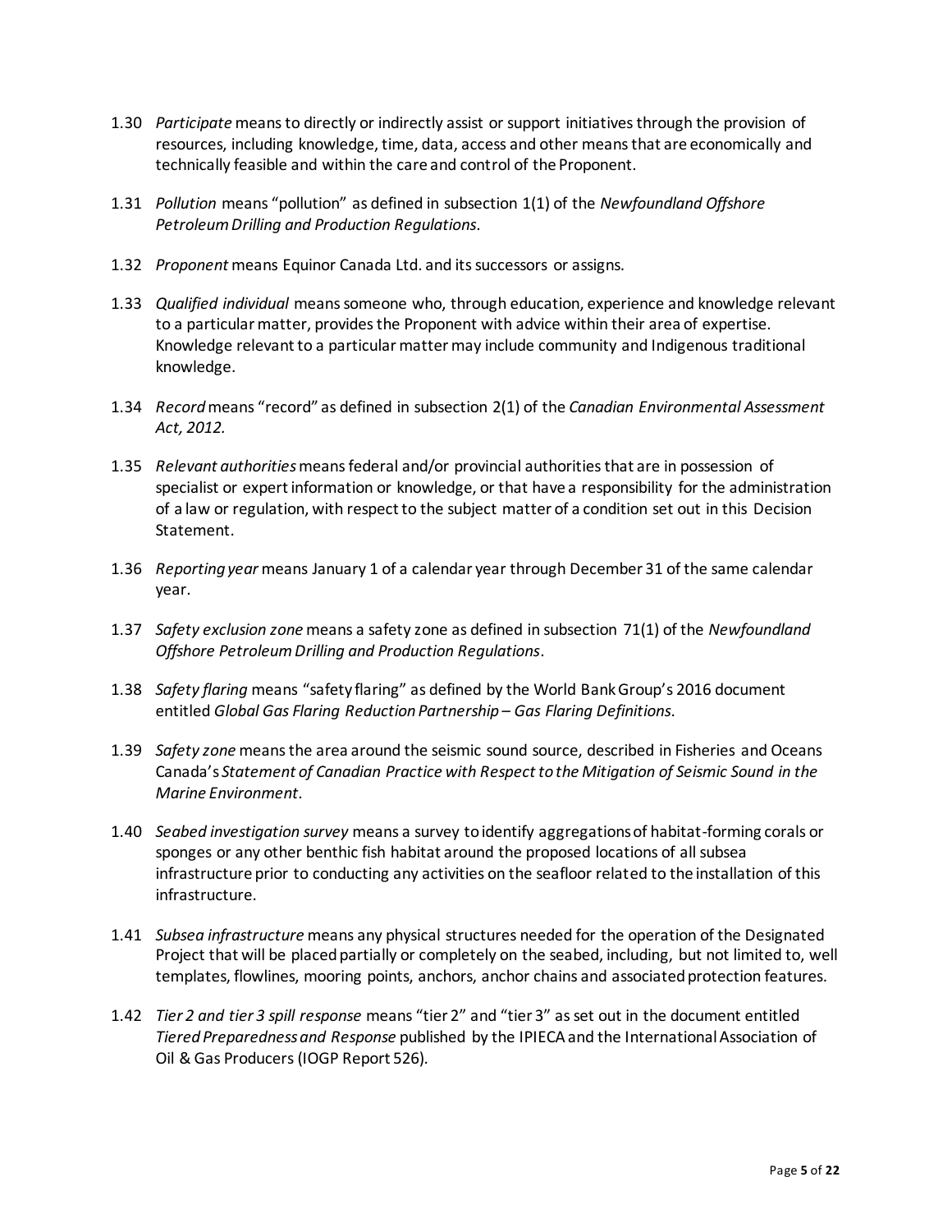1.30 *Participate* means to directly or indirectly assist or support initiatives through the provision of resources, including knowledge, time, data, access and other means that are economically and technically feasible and within the care and control of the Proponent.

1.31 *Pollution* means "pollution" as defined in subsection 1(1) of the *Newfoundland Offshore Petroleum Drilling and Production Regulations*.

1.32 *Proponent* means Equinor Canada Ltd. and its successors or assigns.

1.33 *Qualified individual* means someone who, through education, experience and knowledge relevant to a particular matter, provides the Proponent with advice within their area of expertise. Knowledge relevant to a particular matter may include community and Indigenous traditional knowledge.

1.34 *Record* means "record" as defined in subsection 2(1) of the *Canadian Environmental Assessment Act, 2012*.

1.35 *Relevant authorities* means federal and/or provincial authorities that are in possession of specialist or expert information or knowledge, or that have a responsibility for the administration of a law or regulation, with respect to the subject matter of a condition set out in this Decision Statement.

1.36 *Reporting year* means January 1 of a calendar year through December 31 of the same calendar year.

1.37 *Safety exclusion zone* means a safety zone as defined in subsection 71(1) of the *Newfoundland Offshore Petroleum Drilling and Production Regulations*.

1.38 *Safety flaring* means "safety flaring" as defined by the World Bank Group's 2016 document entitled *Global Gas Flaring Reduction Partnership – Gas Flaring Definitions*.

1.39 *Safety zone* means the area around the seismic sound source, described in Fisheries and Oceans Canada's *Statement of Canadian Practice with Respect to the Mitigation of Seismic Sound in the Marine Environment*.

1.40 *Seabed investigation survey* means a survey to identify aggregations of habitat-forming corals or sponges or any other benthic fish habitat around the proposed locations of all subsea infrastructure prior to conducting any activities on the seafloor related to the installation of this infrastructure.

1.41 *Subsea infrastructure* means any physical structures needed for the operation of the Designated Project that will be placed partially or completely on the seabed, including, but not limited to, well templates, flowlines, mooring points, anchors, anchor chains and associated protection features.

1.42 *Tier 2 and tier 3 spill response* means "tier 2" and "tier 3" as set out in the document entitled *Tiered Preparedness and Response* published by the IPIECA and the International Association of Oil & Gas Producers (IOGP Report 526).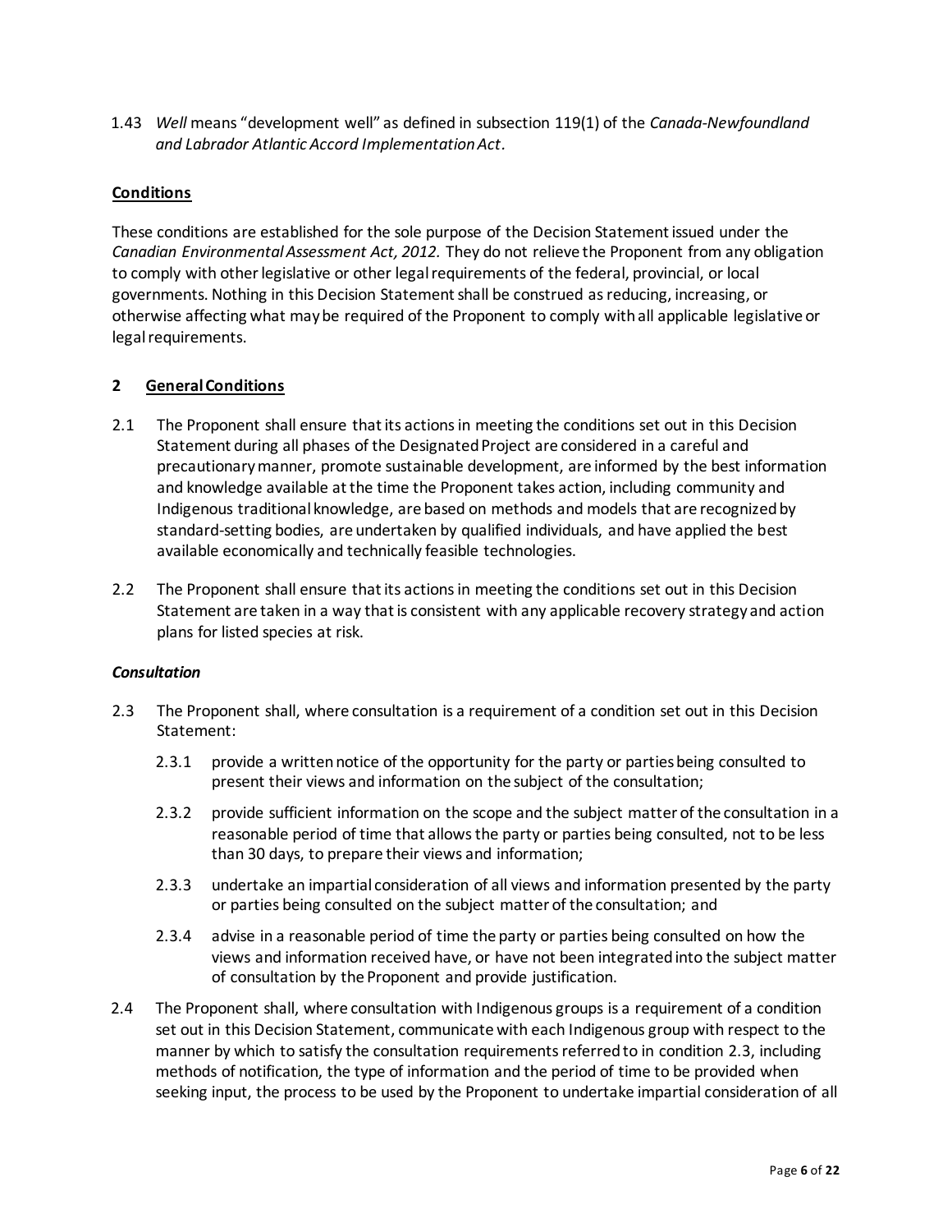1.43 *Well* means "development well" as defined in subsection 119(1) of the *Canada-Newfoundland and Labrador Atlantic Accord Implementation Act*.

## Conditions

These conditions are established for the sole purpose of the Decision Statement issued under the *Canadian Environmental Assessment Act, 2012.* They do not relieve the Proponent from any obligation to comply with other legislative or other legal requirements of the federal, provincial, or local governments. Nothing in this Decision Statement shall be construed as reducing, increasing, or otherwise affecting what may be required of the Proponent to comply with all applicable legislative or legal requirements.

## 2 General Conditions

2.1 The Proponent shall ensure that its actions in meeting the conditions set out in this Decision Statement during all phases of the Designated Project are considered in a careful and precautionary manner, promote sustainable development, are informed by the best information and knowledge available at the time the Proponent takes action, including community and Indigenous traditional knowledge, are based on methods and models that are recognized by standard-setting bodies, are undertaken by qualified individuals, and have applied the best available economically and technically feasible technologies.

2.2 The Proponent shall ensure that its actions in meeting the conditions set out in this Decision Statement are taken in a way that is consistent with any applicable recovery strategy and action plans for listed species at risk.

### *Consultation*

2.3 The Proponent shall, where consultation is a requirement of a condition set out in this Decision Statement:

2.3.1 provide a written notice of the opportunity for the party or parties being consulted to present their views and information on the subject of the consultation;

2.3.2 provide sufficient information on the scope and the subject matter of the consultation in a reasonable period of time that allows the party or parties being consulted, not to be less than 30 days, to prepare their views and information;

2.3.3 undertake an impartial consideration of all views and information presented by the party or parties being consulted on the subject matter of the consultation; and

2.3.4 advise in a reasonable period of time the party or parties being consulted on how the views and information received have, or have not been integrated into the subject matter of consultation by the Proponent and provide justification.

2.4 The Proponent shall, where consultation with Indigenous groups is a requirement of a condition set out in this Decision Statement, communicate with each Indigenous group with respect to the manner by which to satisfy the consultation requirements referred to in condition 2.3, including methods of notification, the type of information and the period of time to be provided when seeking input, the process to be used by the Proponent to undertake impartial consideration of all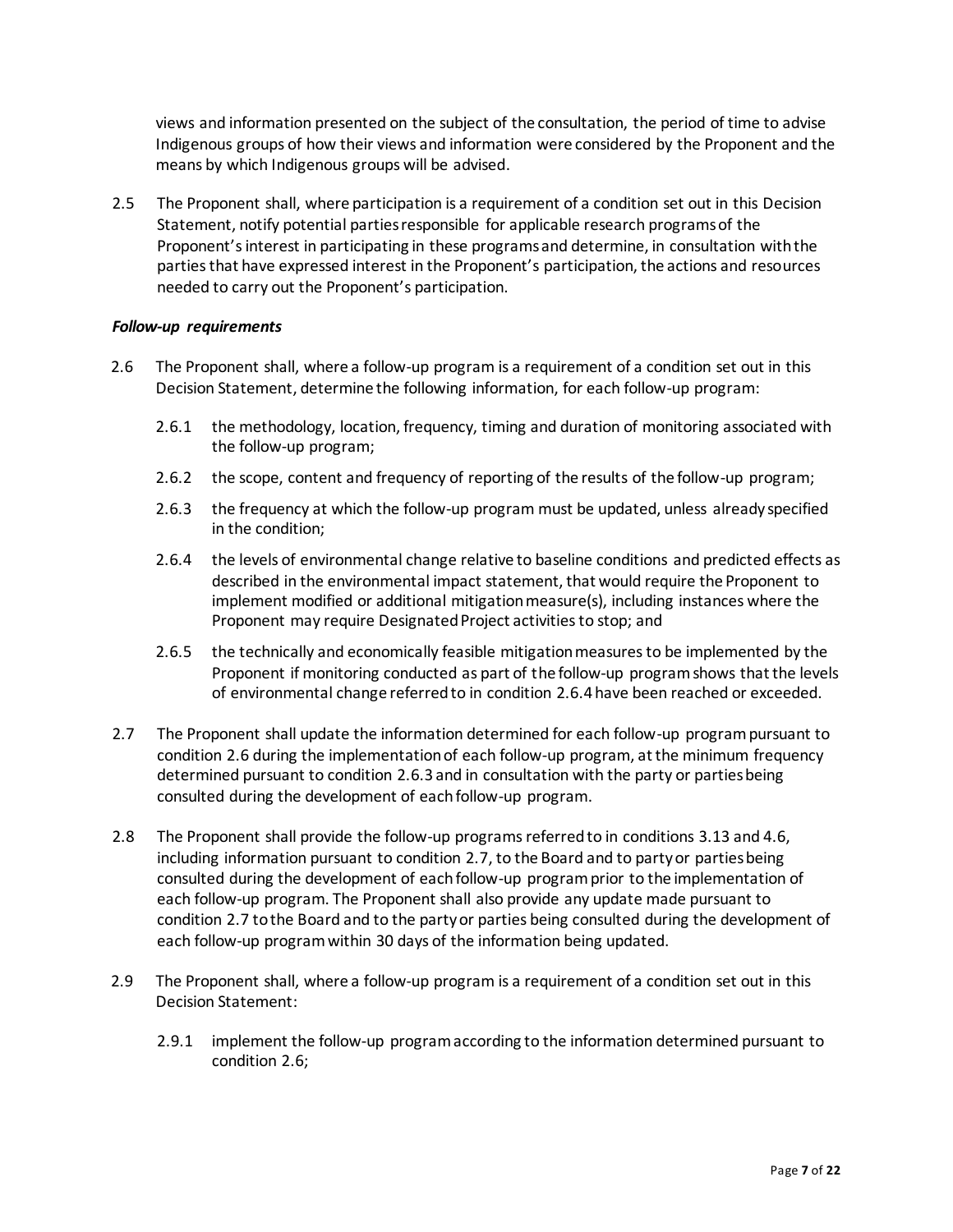views and information presented on the subject of the consultation, the period of time to advise Indigenous groups of how their views and information were considered by the Proponent and the means by which Indigenous groups will be advised.

2.5 The Proponent shall, where participation is a requirement of a condition set out in this Decision Statement, notify potential parties responsible for applicable research programs of the Proponent's interest in participating in these programs and determine, in consultation with the parties that have expressed interest in the Proponent's participation, the actions and resources needed to carry out the Proponent's participation.

***Follow-up requirements***

2.6 The Proponent shall, where a follow-up program is a requirement of a condition set out in this Decision Statement, determine the following information, for each follow-up program:

- 2.6.1 the methodology, location, frequency, timing and duration of monitoring associated with the follow-up program;
- 2.6.2 the scope, content and frequency of reporting of the results of the follow-up program;
- 2.6.3 the frequency at which the follow-up program must be updated, unless already specified in the condition;
- 2.6.4 the levels of environmental change relative to baseline conditions and predicted effects as described in the environmental impact statement, that would require the Proponent to implement modified or additional mitigation measure(s), including instances where the Proponent may require Designated Project activities to stop; and
- 2.6.5 the technically and economically feasible mitigation measures to be implemented by the Proponent if monitoring conducted as part of the follow-up program shows that the levels of environmental change referred to in condition 2.6.4 have been reached or exceeded.

2.7 The Proponent shall update the information determined for each follow-up program pursuant to condition 2.6 during the implementation of each follow-up program, at the minimum frequency determined pursuant to condition 2.6.3 and in consultation with the party or parties being consulted during the development of each follow-up program.

2.8 The Proponent shall provide the follow-up programs referred to in conditions 3.13 and 4.6, including information pursuant to condition 2.7, to the Board and to party or parties being consulted during the development of each follow-up program prior to the implementation of each follow-up program. The Proponent shall also provide any update made pursuant to condition 2.7 to the Board and to the party or parties being consulted during the development of each follow-up program within 30 days of the information being updated.

2.9 The Proponent shall, where a follow-up program is a requirement of a condition set out in this Decision Statement:

- 2.9.1 implement the follow-up program according to the information determined pursuant to condition 2.6;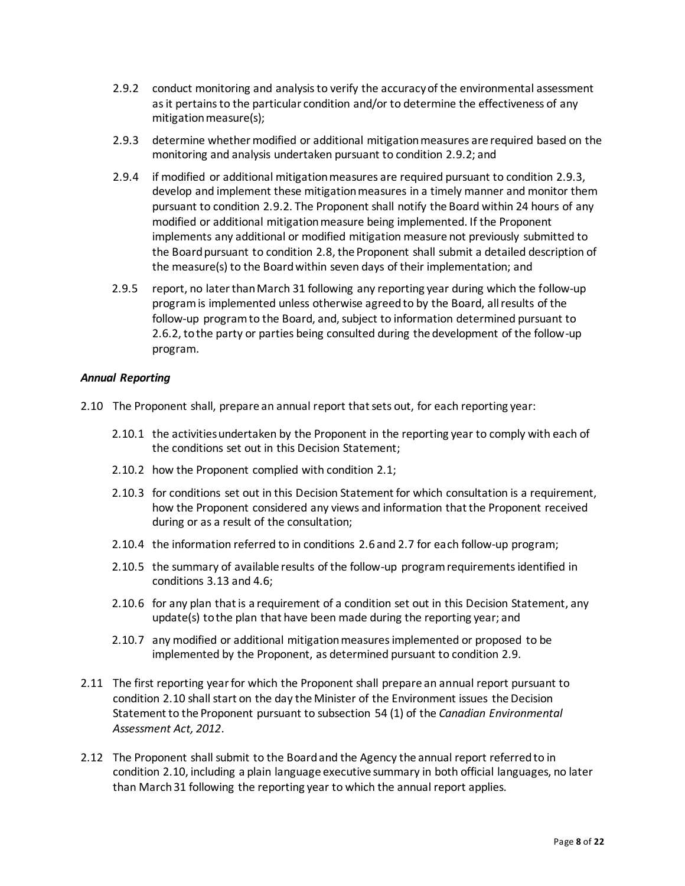2.9.2 conduct monitoring and analysis to verify the accuracy of the environmental assessment as it pertains to the particular condition and/or to determine the effectiveness of any mitigation measure(s);

2.9.3 determine whether modified or additional mitigation measures are required based on the monitoring and analysis undertaken pursuant to condition 2.9.2; and

2.9.4 if modified or additional mitigation measures are required pursuant to condition 2.9.3, develop and implement these mitigation measures in a timely manner and monitor them pursuant to condition 2.9.2. The Proponent shall notify the Board within 24 hours of any modified or additional mitigation measure being implemented. If the Proponent implements any additional or modified mitigation measure not previously submitted to the Board pursuant to condition 2.8, the Proponent shall submit a detailed description of the measure(s) to the Board within seven days of their implementation; and

2.9.5 report, no later than March 31 following any reporting year during which the follow-up program is implemented unless otherwise agreed to by the Board, all results of the follow-up program to the Board, and, subject to information determined pursuant to 2.6.2, to the party or parties being consulted during the development of the follow-up program.

***Annual Reporting***

2.10 The Proponent shall, prepare an annual report that sets out, for each reporting year:

2.10.1 the activities undertaken by the Proponent in the reporting year to comply with each of the conditions set out in this Decision Statement;

2.10.2 how the Proponent complied with condition 2.1;

2.10.3 for conditions set out in this Decision Statement for which consultation is a requirement, how the Proponent considered any views and information that the Proponent received during or as a result of the consultation;

2.10.4 the information referred to in conditions 2.6 and 2.7 for each follow-up program;

2.10.5 the summary of available results of the follow-up program requirements identified in conditions 3.13 and 4.6;

2.10.6 for any plan that is a requirement of a condition set out in this Decision Statement, any update(s) to the plan that have been made during the reporting year; and

2.10.7 any modified or additional mitigation measures implemented or proposed to be implemented by the Proponent, as determined pursuant to condition 2.9.

2.11 The first reporting year for which the Proponent shall prepare an annual report pursuant to condition 2.10 shall start on the day the Minister of the Environment issues the Decision Statement to the Proponent pursuant to subsection 54 (1) of the *Canadian Environmental Assessment Act, 2012*.

2.12 The Proponent shall submit to the Board and the Agency the annual report referred to in condition 2.10, including a plain language executive summary in both official languages, no later than March 31 following the reporting year to which the annual report applies.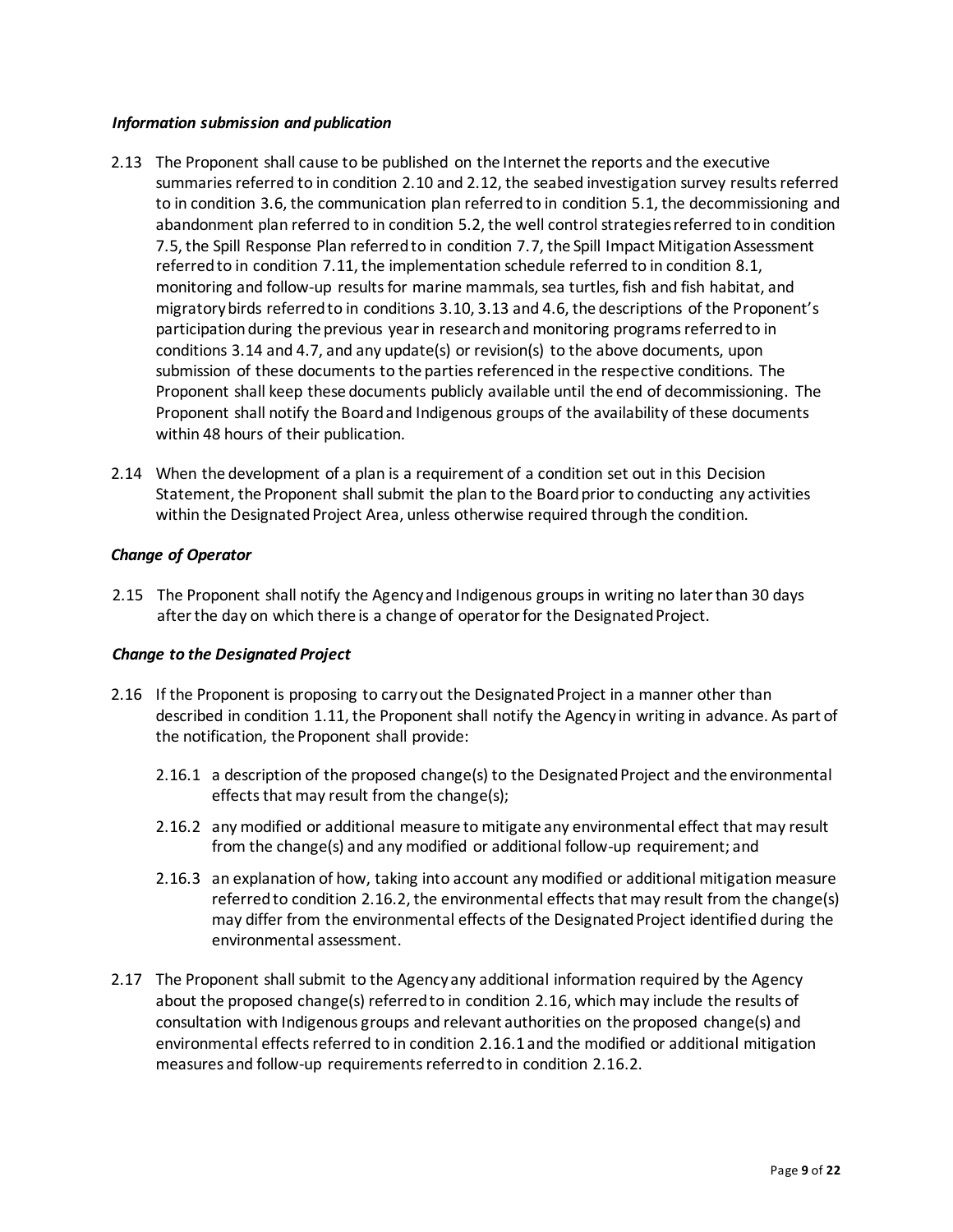*Information submission and publication*

2.13 The Proponent shall cause to be published on the Internet the reports and the executive summaries referred to in condition 2.10 and 2.12, the seabed investigation survey results referred to in condition 3.6, the communication plan referred to in condition 5.1, the decommissioning and abandonment plan referred to in condition 5.2, the well control strategies referred to in condition 7.5, the Spill Response Plan referred to in condition 7.7, the Spill Impact Mitigation Assessment referred to in condition 7.11, the implementation schedule referred to in condition 8.1, monitoring and follow-up results for marine mammals, sea turtles, fish and fish habitat, and migratory birds referred to in conditions 3.10, 3.13 and 4.6, the descriptions of the Proponent's participation during the previous year in research and monitoring programs referred to in conditions 3.14 and 4.7, and any update(s) or revision(s) to the above documents, upon submission of these documents to the parties referenced in the respective conditions. The Proponent shall keep these documents publicly available until the end of decommissioning. The Proponent shall notify the Board and Indigenous groups of the availability of these documents within 48 hours of their publication.

2.14 When the development of a plan is a requirement of a condition set out in this Decision Statement, the Proponent shall submit the plan to the Board prior to conducting any activities within the Designated Project Area, unless otherwise required through the condition.

*Change of Operator*

2.15 The Proponent shall notify the Agency and Indigenous groups in writing no later than 30 days after the day on which there is a change of operator for the Designated Project.

*Change to the Designated Project*

2.16 If the Proponent is proposing to carry out the Designated Project in a manner other than described in condition 1.11, the Proponent shall notify the Agency in writing in advance. As part of the notification, the Proponent shall provide:

2.16.1 a description of the proposed change(s) to the Designated Project and the environmental effects that may result from the change(s);

2.16.2 any modified or additional measure to mitigate any environmental effect that may result from the change(s) and any modified or additional follow-up requirement; and

2.16.3 an explanation of how, taking into account any modified or additional mitigation measure referred to condition 2.16.2, the environmental effects that may result from the change(s) may differ from the environmental effects of the Designated Project identified during the environmental assessment.

2.17 The Proponent shall submit to the Agency any additional information required by the Agency about the proposed change(s) referred to in condition 2.16, which may include the results of consultation with Indigenous groups and relevant authorities on the proposed change(s) and environmental effects referred to in condition 2.16.1 and the modified or additional mitigation measures and follow-up requirements referred to in condition 2.16.2.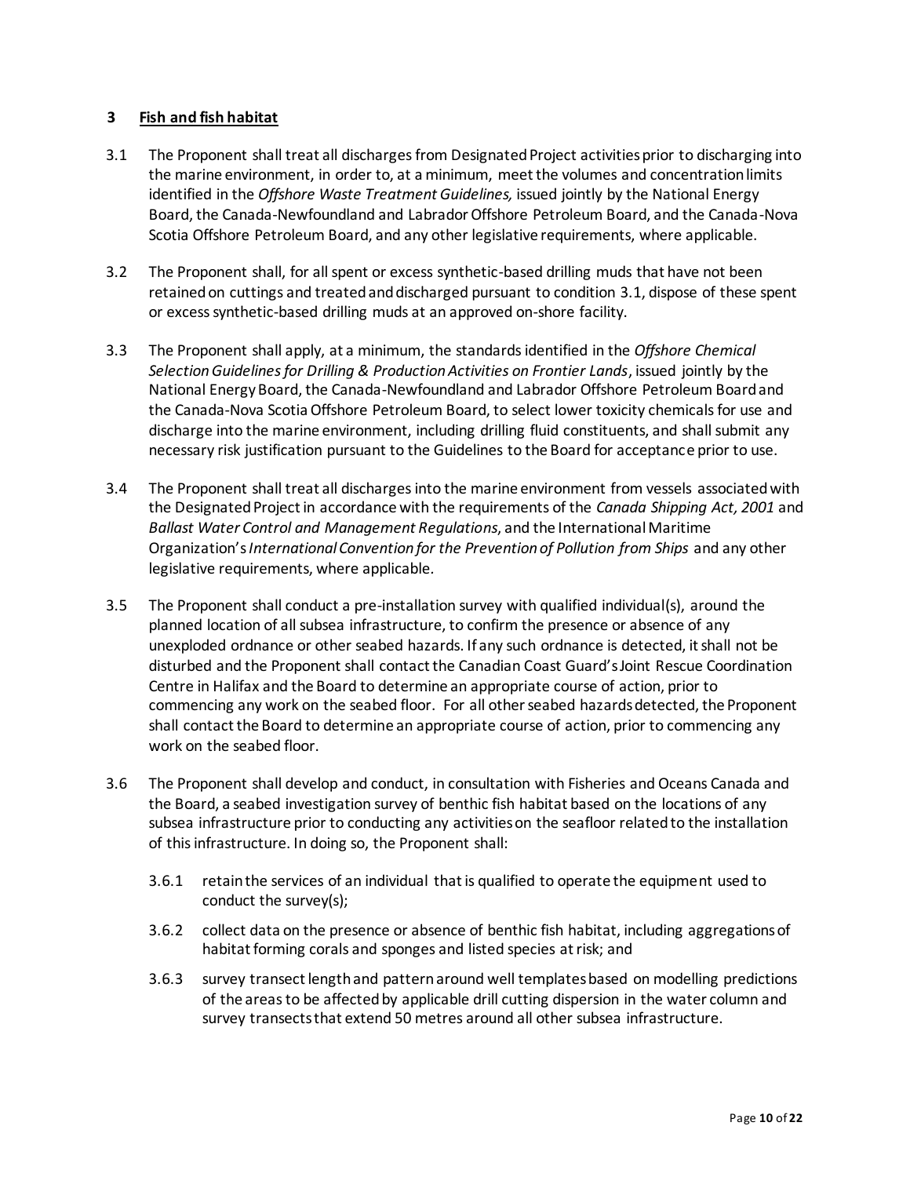## 3 **Fish and fish habitat**

3.1 The Proponent shall treat all discharges from Designated Project activities prior to discharging into the marine environment, in order to, at a minimum, meet the volumes and concentration limits identified in the *Offshore Waste Treatment Guidelines,* issued jointly by the National Energy Board, the Canada-Newfoundland and Labrador Offshore Petroleum Board, and the Canada-Nova Scotia Offshore Petroleum Board, and any other legislative requirements, where applicable.

3.2 The Proponent shall, for all spent or excess synthetic-based drilling muds that have not been retained on cuttings and treated and discharged pursuant to condition 3.1, dispose of these spent or excess synthetic-based drilling muds at an approved on-shore facility.

3.3 The Proponent shall apply, at a minimum, the standards identified in the *Offshore Chemical Selection Guidelines for Drilling & Production Activities on Frontier Lands*, issued jointly by the National Energy Board, the Canada-Newfoundland and Labrador Offshore Petroleum Board and the Canada-Nova Scotia Offshore Petroleum Board, to select lower toxicity chemicals for use and discharge into the marine environment, including drilling fluid constituents, and shall submit any necessary risk justification pursuant to the Guidelines to the Board for acceptance prior to use.

3.4 The Proponent shall treat all discharges into the marine environment from vessels associated with the Designated Project in accordance with the requirements of the *Canada Shipping Act, 2001* and *Ballast Water Control and Management Regulations*, and the International Maritime Organization's *International Convention for the Prevention of Pollution from Ships* and any other legislative requirements, where applicable.

3.5 The Proponent shall conduct a pre-installation survey with qualified individual(s), around the planned location of all subsea infrastructure, to confirm the presence or absence of any unexploded ordnance or other seabed hazards. If any such ordnance is detected, it shall not be disturbed and the Proponent shall contact the Canadian Coast Guard's Joint Rescue Coordination Centre in Halifax and the Board to determine an appropriate course of action, prior to commencing any work on the seabed floor. For all other seabed hazards detected, the Proponent shall contact the Board to determine an appropriate course of action, prior to commencing any work on the seabed floor.

3.6 The Proponent shall develop and conduct, in consultation with Fisheries and Oceans Canada and the Board, a seabed investigation survey of benthic fish habitat based on the locations of any subsea infrastructure prior to conducting any activities on the seafloor related to the installation of this infrastructure. In doing so, the Proponent shall:

3.6.1 retain the services of an individual that is qualified to operate the equipment used to conduct the survey(s);

3.6.2 collect data on the presence or absence of benthic fish habitat, including aggregations of habitat forming corals and sponges and listed species at risk; and

3.6.3 survey transect length and pattern around well templates based on modelling predictions of the areas to be affected by applicable drill cutting dispersion in the water column and survey transects that extend 50 metres around all other subsea infrastructure.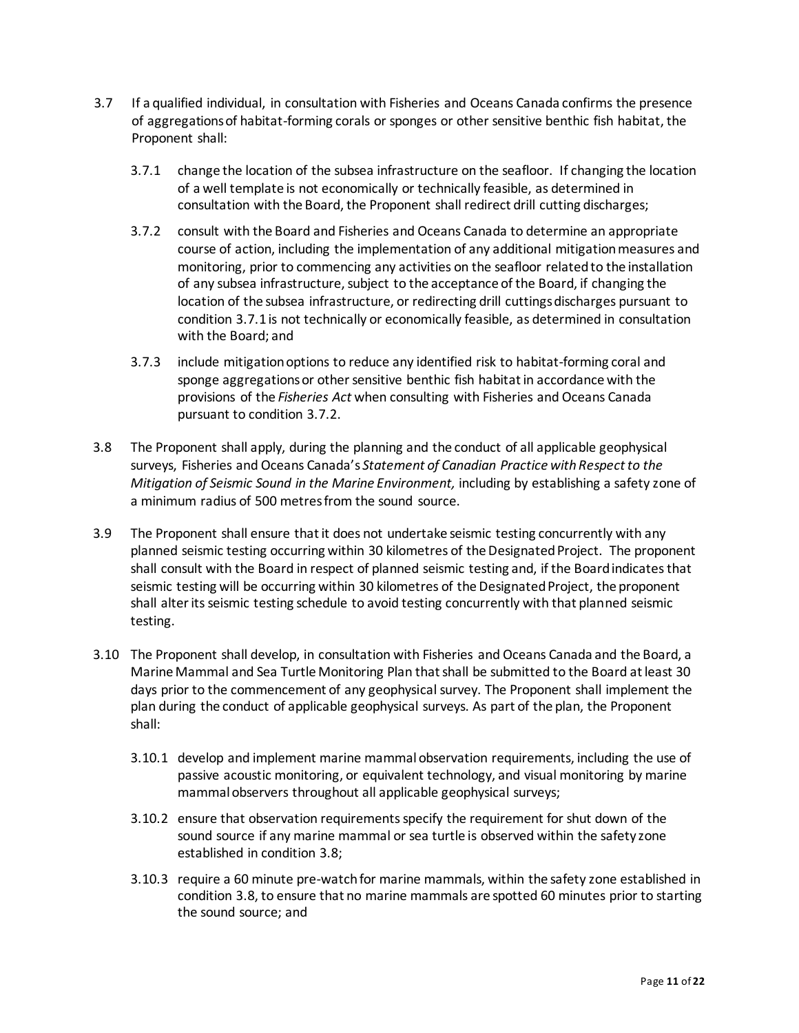3.7 If a qualified individual, in consultation with Fisheries and Oceans Canada confirms the presence of aggregations of habitat-forming corals or sponges or other sensitive benthic fish habitat, the Proponent shall:

3.7.1 change the location of the subsea infrastructure on the seafloor. If changing the location of a well template is not economically or technically feasible, as determined in consultation with the Board, the Proponent shall redirect drill cutting discharges;

3.7.2 consult with the Board and Fisheries and Oceans Canada to determine an appropriate course of action, including the implementation of any additional mitigation measures and monitoring, prior to commencing any activities on the seafloor related to the installation of any subsea infrastructure, subject to the acceptance of the Board, if changing the location of the subsea infrastructure, or redirecting drill cuttings discharges pursuant to condition 3.7.1 is not technically or economically feasible, as determined in consultation with the Board; and

3.7.3 include mitigation options to reduce any identified risk to habitat-forming coral and sponge aggregations or other sensitive benthic fish habitat in accordance with the provisions of the *Fisheries Act* when consulting with Fisheries and Oceans Canada pursuant to condition 3.7.2.

3.8 The Proponent shall apply, during the planning and the conduct of all applicable geophysical surveys, Fisheries and Oceans Canada's *Statement of Canadian Practice with Respect to the Mitigation of Seismic Sound in the Marine Environment,* including by establishing a safety zone of a minimum radius of 500 metres from the sound source.

3.9 The Proponent shall ensure that it does not undertake seismic testing concurrently with any planned seismic testing occurring within 30 kilometres of the Designated Project. The proponent shall consult with the Board in respect of planned seismic testing and, if the Board indicates that seismic testing will be occurring within 30 kilometres of the Designated Project, the proponent shall alter its seismic testing schedule to avoid testing concurrently with that planned seismic testing.

3.10 The Proponent shall develop, in consultation with Fisheries and Oceans Canada and the Board, a Marine Mammal and Sea Turtle Monitoring Plan that shall be submitted to the Board at least 30 days prior to the commencement of any geophysical survey. The Proponent shall implement the plan during the conduct of applicable geophysical surveys. As part of the plan, the Proponent shall:

3.10.1 develop and implement marine mammal observation requirements, including the use of passive acoustic monitoring, or equivalent technology, and visual monitoring by marine mammal observers throughout all applicable geophysical surveys;

3.10.2 ensure that observation requirements specify the requirement for shut down of the sound source if any marine mammal or sea turtle is observed within the safety zone established in condition 3.8;

3.10.3 require a 60 minute pre-watch for marine mammals, within the safety zone established in condition 3.8, to ensure that no marine mammals are spotted 60 minutes prior to starting the sound source; and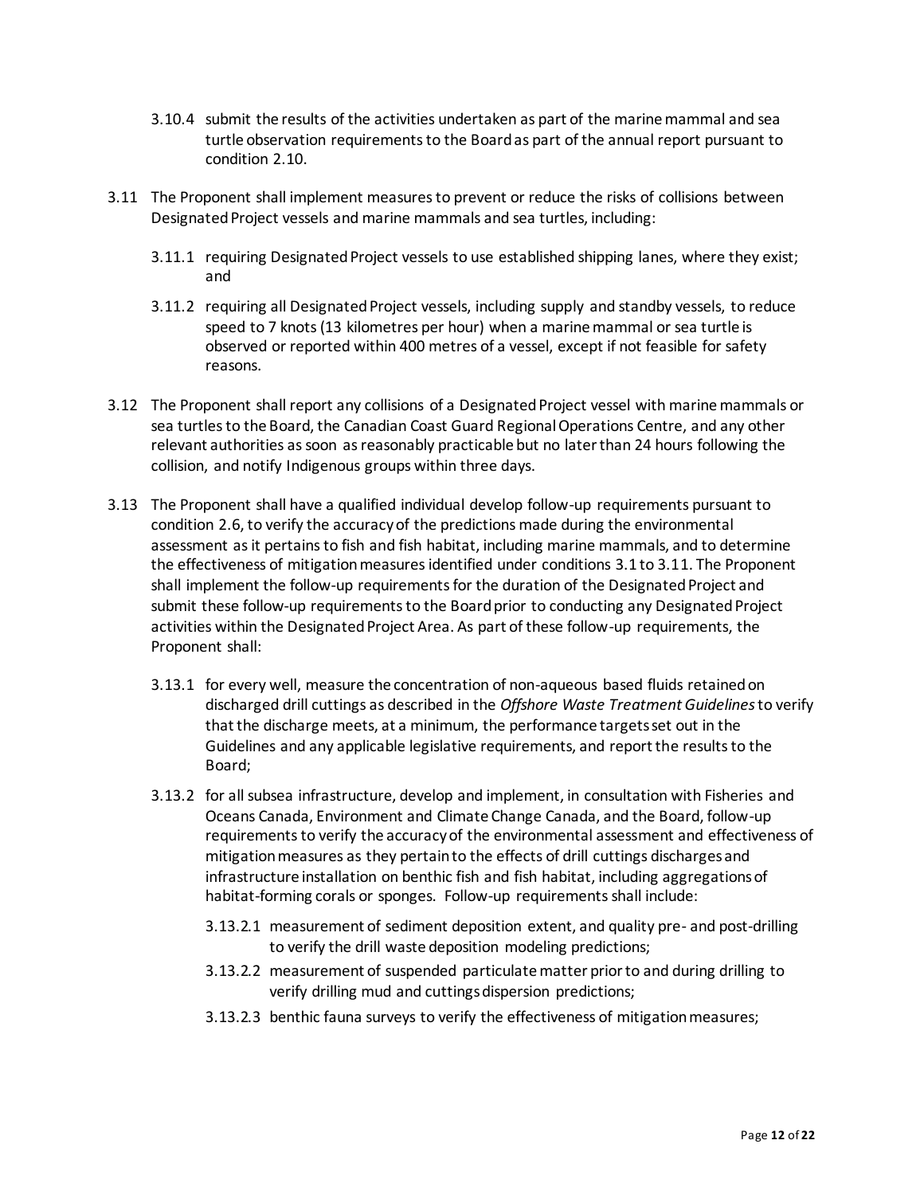3.10.4 submit the results of the activities undertaken as part of the marine mammal and sea turtle observation requirements to the Board as part of the annual report pursuant to condition 2.10.

3.11 The Proponent shall implement measures to prevent or reduce the risks of collisions between Designated Project vessels and marine mammals and sea turtles, including:

3.11.1 requiring Designated Project vessels to use established shipping lanes, where they exist; and

3.11.2 requiring all Designated Project vessels, including supply and standby vessels, to reduce speed to 7 knots (13 kilometres per hour) when a marine mammal or sea turtle is observed or reported within 400 metres of a vessel, except if not feasible for safety reasons.

3.12 The Proponent shall report any collisions of a Designated Project vessel with marine mammals or sea turtles to the Board, the Canadian Coast Guard Regional Operations Centre, and any other relevant authorities as soon as reasonably practicable but no later than 24 hours following the collision, and notify Indigenous groups within three days.

3.13 The Proponent shall have a qualified individual develop follow-up requirements pursuant to condition 2.6, to verify the accuracy of the predictions made during the environmental assessment as it pertains to fish and fish habitat, including marine mammals, and to determine the effectiveness of mitigation measures identified under conditions 3.1 to 3.11. The Proponent shall implement the follow-up requirements for the duration of the Designated Project and submit these follow-up requirements to the Board prior to conducting any Designated Project activities within the Designated Project Area. As part of these follow-up requirements, the Proponent shall:

3.13.1 for every well, measure the concentration of non-aqueous based fluids retained on discharged drill cuttings as described in the *Offshore Waste Treatment Guidelines* to verify that the discharge meets, at a minimum, the performance targets set out in the Guidelines and any applicable legislative requirements, and report the results to the Board;

3.13.2 for all subsea infrastructure, develop and implement, in consultation with Fisheries and Oceans Canada, Environment and Climate Change Canada, and the Board, follow-up requirements to verify the accuracy of the environmental assessment and effectiveness of mitigation measures as they pertain to the effects of drill cuttings discharges and infrastructure installation on benthic fish and fish habitat, including aggregations of habitat-forming corals or sponges. Follow-up requirements shall include:

3.13.2.1 measurement of sediment deposition extent, and quality pre- and post-drilling to verify the drill waste deposition modeling predictions;

3.13.2.2 measurement of suspended particulate matter prior to and during drilling to verify drilling mud and cuttings dispersion predictions;

3.13.2.3 benthic fauna surveys to verify the effectiveness of mitigation measures;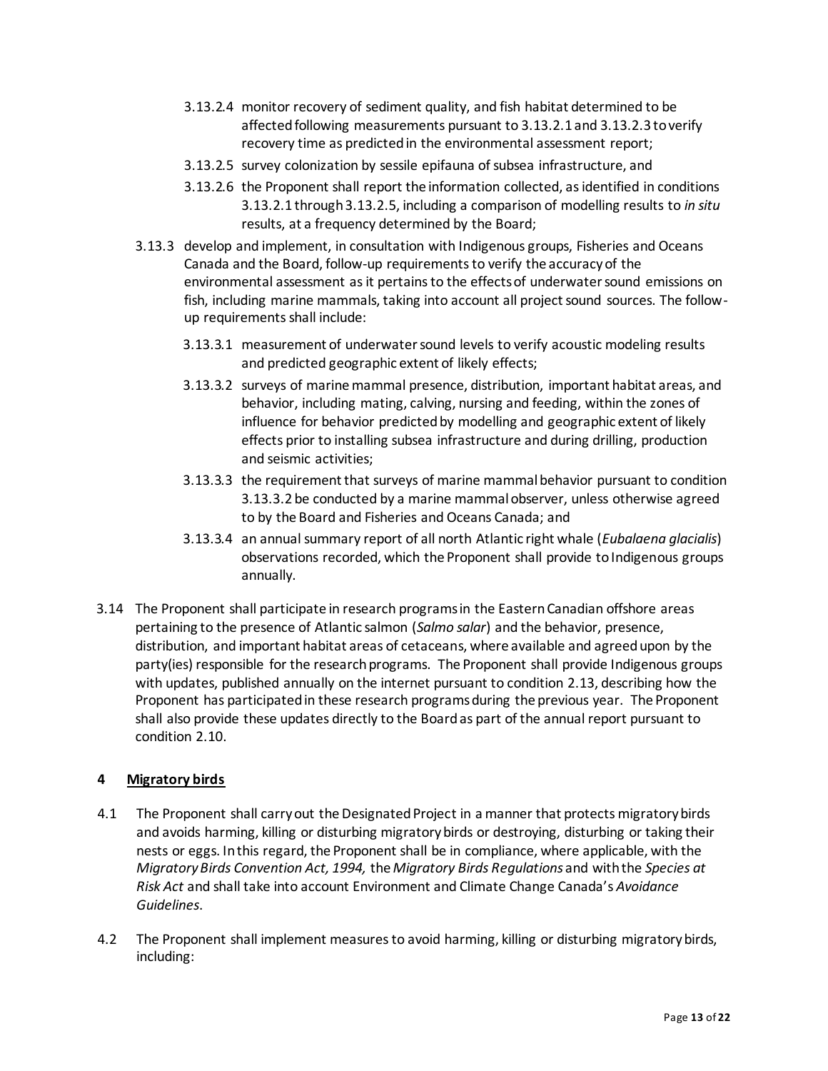3.13.2.4 monitor recovery of sediment quality, and fish habitat determined to be affected following measurements pursuant to 3.13.2.1 and 3.13.2.3 to verify recovery time as predicted in the environmental assessment report;

3.13.2.5 survey colonization by sessile epifauna of subsea infrastructure, and

3.13.2.6 the Proponent shall report the information collected, as identified in conditions 3.13.2.1 through 3.13.2.5, including a comparison of modelling results to *in situ* results, at a frequency determined by the Board;

3.13.3 develop and implement, in consultation with Indigenous groups, Fisheries and Oceans Canada and the Board, follow-up requirements to verify the accuracy of the environmental assessment as it pertains to the effects of underwater sound emissions on fish, including marine mammals, taking into account all project sound sources. The follow-up requirements shall include:

3.13.3.1 measurement of underwater sound levels to verify acoustic modeling results and predicted geographic extent of likely effects;

3.13.3.2 surveys of marine mammal presence, distribution, important habitat areas, and behavior, including mating, calving, nursing and feeding, within the zones of influence for behavior predicted by modelling and geographic extent of likely effects prior to installing subsea infrastructure and during drilling, production and seismic activities;

3.13.3.3 the requirement that surveys of marine mammal behavior pursuant to condition 3.13.3.2 be conducted by a marine mammal observer, unless otherwise agreed to by the Board and Fisheries and Oceans Canada; and

3.13.3.4 an annual summary report of all north Atlantic right whale (*Eubalaena glacialis*) observations recorded, which the Proponent shall provide to Indigenous groups annually.

3.14 The Proponent shall participate in research programs in the Eastern Canadian offshore areas pertaining to the presence of Atlantic salmon (*Salmo salar*) and the behavior, presence, distribution, and important habitat areas of cetaceans, where available and agreed upon by the party(ies) responsible for the research programs. The Proponent shall provide Indigenous groups with updates, published annually on the internet pursuant to condition 2.13, describing how the Proponent has participated in these research programs during the previous year. The Proponent shall also provide these updates directly to the Board as part of the annual report pursuant to condition 2.10.

## 4 Migratory birds

4.1 The Proponent shall carry out the Designated Project in a manner that protects migratory birds and avoids harming, killing or disturbing migratory birds or destroying, disturbing or taking their nests or eggs. In this regard, the Proponent shall be in compliance, where applicable, with the *Migratory Birds Convention Act, 1994,* the *Migratory Birds Regulations* and with the *Species at Risk Act* and shall take into account Environment and Climate Change Canada's *Avoidance Guidelines*.

4.2 The Proponent shall implement measures to avoid harming, killing or disturbing migratory birds, including: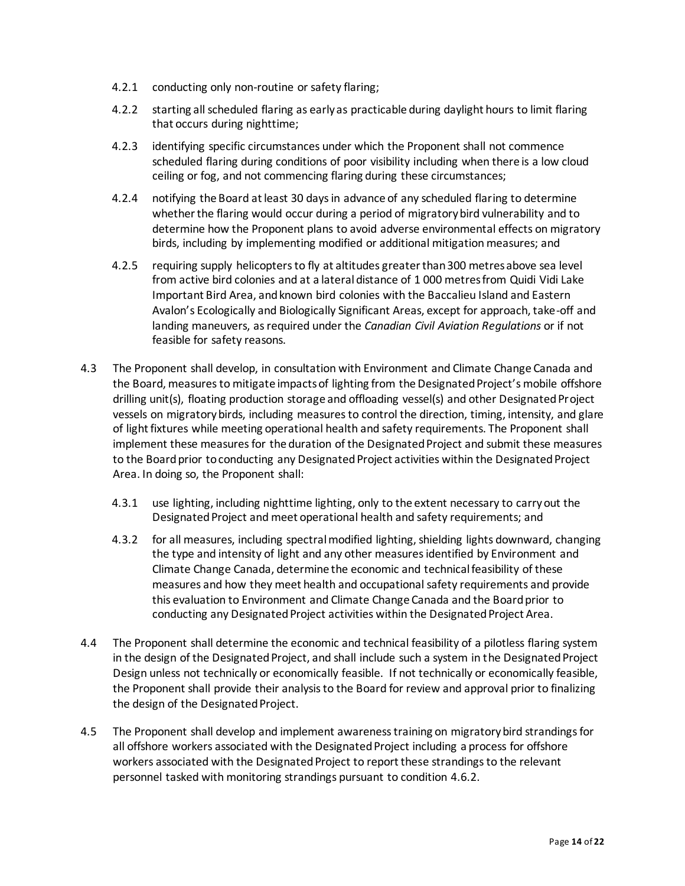4.2.1 conducting only non-routine or safety flaring;

4.2.2 starting all scheduled flaring as early as practicable during daylight hours to limit flaring that occurs during nighttime;

4.2.3 identifying specific circumstances under which the Proponent shall not commence scheduled flaring during conditions of poor visibility including when there is a low cloud ceiling or fog, and not commencing flaring during these circumstances;

4.2.4 notifying the Board at least 30 days in advance of any scheduled flaring to determine whether the flaring would occur during a period of migratory bird vulnerability and to determine how the Proponent plans to avoid adverse environmental effects on migratory birds, including by implementing modified or additional mitigation measures; and

4.2.5 requiring supply helicopters to fly at altitudes greater than 300 metres above sea level from active bird colonies and at a lateral distance of 1 000 metres from Quidi Vidi Lake Important Bird Area, and known bird colonies with the Baccalieu Island and Eastern Avalon's Ecologically and Biologically Significant Areas, except for approach, take-off and landing maneuvers, as required under the *Canadian Civil Aviation Regulations* or if not feasible for safety reasons.

4.3 The Proponent shall develop, in consultation with Environment and Climate Change Canada and the Board, measures to mitigate impacts of lighting from the Designated Project's mobile offshore drilling unit(s), floating production storage and offloading vessel(s) and other Designated Project vessels on migratory birds, including measures to control the direction, timing, intensity, and glare of light fixtures while meeting operational health and safety requirements. The Proponent shall implement these measures for the duration of the Designated Project and submit these measures to the Board prior to conducting any Designated Project activities within the Designated Project Area. In doing so, the Proponent shall:

4.3.1 use lighting, including nighttime lighting, only to the extent necessary to carry out the Designated Project and meet operational health and safety requirements; and

4.3.2 for all measures, including spectral modified lighting, shielding lights downward, changing the type and intensity of light and any other measures identified by Environment and Climate Change Canada, determine the economic and technical feasibility of these measures and how they meet health and occupational safety requirements and provide this evaluation to Environment and Climate Change Canada and the Board prior to conducting any Designated Project activities within the Designated Project Area.

4.4 The Proponent shall determine the economic and technical feasibility of a pilotless flaring system in the design of the Designated Project, and shall include such a system in the Designated Project Design unless not technically or economically feasible. If not technically or economically feasible, the Proponent shall provide their analysis to the Board for review and approval prior to finalizing the design of the Designated Project.

4.5 The Proponent shall develop and implement awareness training on migratory bird strandings for all offshore workers associated with the Designated Project including a process for offshore workers associated with the Designated Project to report these strandings to the relevant personnel tasked with monitoring strandings pursuant to condition 4.6.2.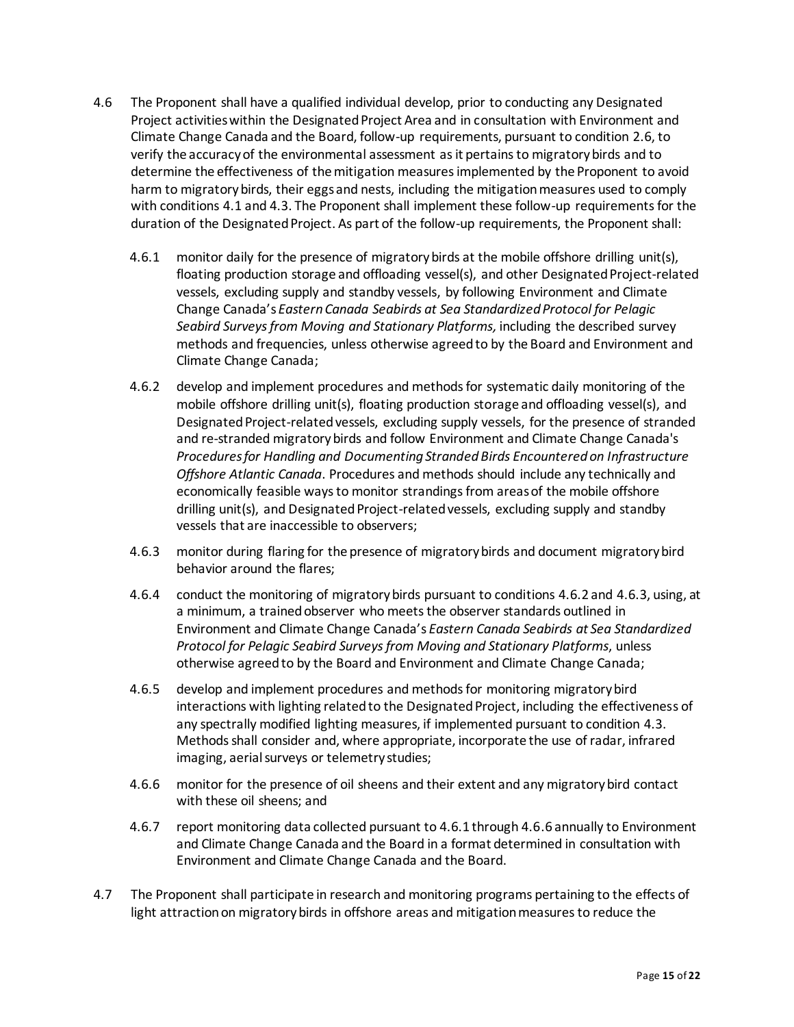4.6 The Proponent shall have a qualified individual develop, prior to conducting any Designated Project activities within the Designated Project Area and in consultation with Environment and Climate Change Canada and the Board, follow-up requirements, pursuant to condition 2.6, to verify the accuracy of the environmental assessment as it pertains to migratory birds and to determine the effectiveness of the mitigation measures implemented by the Proponent to avoid harm to migratory birds, their eggs and nests, including the mitigation measures used to comply with conditions 4.1 and 4.3. The Proponent shall implement these follow-up requirements for the duration of the Designated Project. As part of the follow-up requirements, the Proponent shall:

- 4.6.1 monitor daily for the presence of migratory birds at the mobile offshore drilling unit(s), floating production storage and offloading vessel(s), and other Designated Project-related vessels, excluding supply and standby vessels, by following Environment and Climate Change Canada's *Eastern Canada Seabirds at Sea Standardized Protocol for Pelagic Seabird Surveys from Moving and Stationary Platforms,* including the described survey methods and frequencies, unless otherwise agreed to by the Board and Environment and Climate Change Canada;

- 4.6.2 develop and implement procedures and methods for systematic daily monitoring of the mobile offshore drilling unit(s), floating production storage and offloading vessel(s), and Designated Project-related vessels, excluding supply vessels, for the presence of stranded and re-stranded migratory birds and follow Environment and Climate Change Canada's *Procedures for Handling and Documenting Stranded Birds Encountered on Infrastructure Offshore Atlantic Canada*. Procedures and methods should include any technically and economically feasible ways to monitor strandings from areas of the mobile offshore drilling unit(s), and Designated Project-related vessels, excluding supply and standby vessels that are inaccessible to observers;

- 4.6.3 monitor during flaring for the presence of migratory birds and document migratory bird behavior around the flares;

- 4.6.4 conduct the monitoring of migratory birds pursuant to conditions 4.6.2 and 4.6.3, using, at a minimum, a trained observer who meets the observer standards outlined in Environment and Climate Change Canada's *Eastern Canada Seabirds at Sea Standardized Protocol for Pelagic Seabird Surveys from Moving and Stationary Platforms*, unless otherwise agreed to by the Board and Environment and Climate Change Canada;

- 4.6.5 develop and implement procedures and methods for monitoring migratory bird interactions with lighting related to the Designated Project, including the effectiveness of any spectrally modified lighting measures, if implemented pursuant to condition 4.3. Methods shall consider and, where appropriate, incorporate the use of radar, infrared imaging, aerial surveys or telemetry studies;

- 4.6.6 monitor for the presence of oil sheens and their extent and any migratory bird contact with these oil sheens; and

- 4.6.7 report monitoring data collected pursuant to 4.6.1 through 4.6.6 annually to Environment and Climate Change Canada and the Board in a format determined in consultation with Environment and Climate Change Canada and the Board.

4.7 The Proponent shall participate in research and monitoring programs pertaining to the effects of light attraction on migratory birds in offshore areas and mitigation measures to reduce the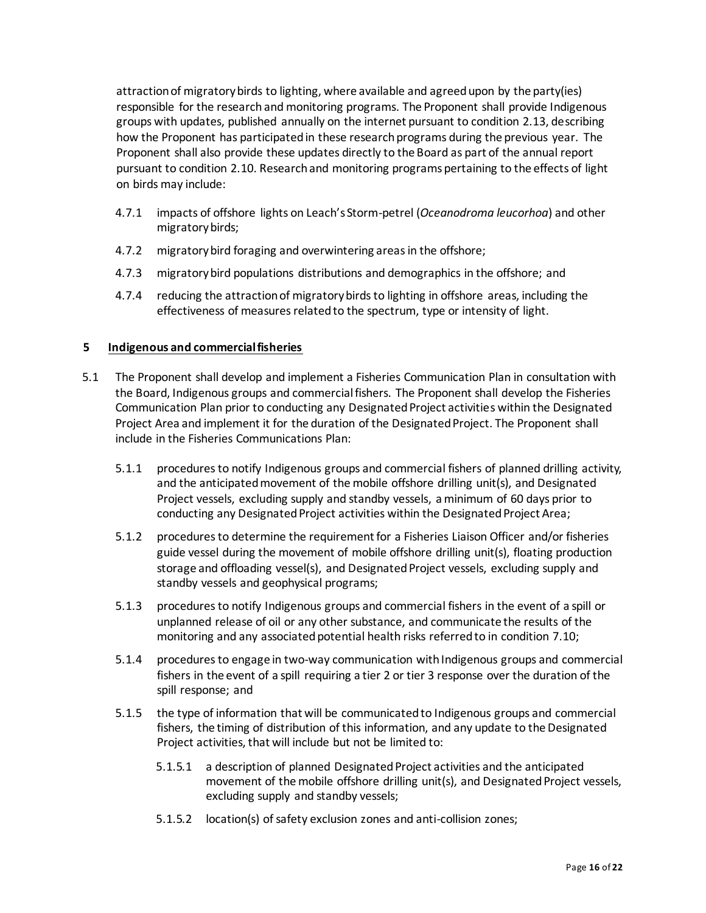attraction of migratory birds to lighting, where available and agreed upon by the party(ies) responsible for the research and monitoring programs. The Proponent shall provide Indigenous groups with updates, published annually on the internet pursuant to condition 2.13, describing how the Proponent has participated in these research programs during the previous year. The Proponent shall also provide these updates directly to the Board as part of the annual report pursuant to condition 2.10. Research and monitoring programs pertaining to the effects of light on birds may include:

- 4.7.1 impacts of offshore lights on Leach's Storm-petrel (*Oceanodroma leucorhoa*) and other migratory birds;
- 4.7.2 migratory bird foraging and overwintering areas in the offshore;
- 4.7.3 migratory bird populations distributions and demographics in the offshore; and
- 4.7.4 reducing the attraction of migratory birds to lighting in offshore areas, including the effectiveness of measures related to the spectrum, type or intensity of light.

## 5 Indigenous and commercial fisheries

5.1 The Proponent shall develop and implement a Fisheries Communication Plan in consultation with the Board, Indigenous groups and commercial fishers. The Proponent shall develop the Fisheries Communication Plan prior to conducting any Designated Project activities within the Designated Project Area and implement it for the duration of the Designated Project. The Proponent shall include in the Fisheries Communications Plan:

- 5.1.1 procedures to notify Indigenous groups and commercial fishers of planned drilling activity, and the anticipated movement of the mobile offshore drilling unit(s), and Designated Project vessels, excluding supply and standby vessels, a minimum of 60 days prior to conducting any Designated Project activities within the Designated Project Area;
- 5.1.2 procedures to determine the requirement for a Fisheries Liaison Officer and/or fisheries guide vessel during the movement of mobile offshore drilling unit(s), floating production storage and offloading vessel(s), and Designated Project vessels, excluding supply and standby vessels and geophysical programs;
- 5.1.3 procedures to notify Indigenous groups and commercial fishers in the event of a spill or unplanned release of oil or any other substance, and communicate the results of the monitoring and any associated potential health risks referred to in condition 7.10;
- 5.1.4 procedures to engage in two-way communication with Indigenous groups and commercial fishers in the event of a spill requiring a tier 2 or tier 3 response over the duration of the spill response; and
- 5.1.5 the type of information that will be communicated to Indigenous groups and commercial fishers, the timing of distribution of this information, and any update to the Designated Project activities, that will include but not be limited to:
  - 5.1.5.1 a description of planned Designated Project activities and the anticipated movement of the mobile offshore drilling unit(s), and Designated Project vessels, excluding supply and standby vessels;
  - 5.1.5.2 location(s) of safety exclusion zones and anti-collision zones;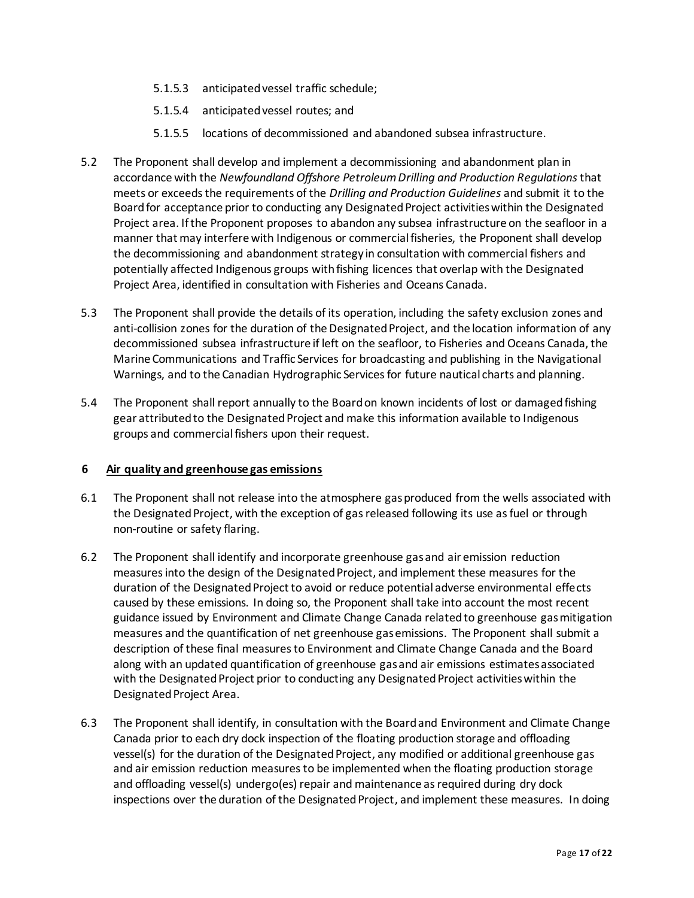5.1.5.3 anticipated vessel traffic schedule;

5.1.5.4 anticipated vessel routes; and

5.1.5.5 locations of decommissioned and abandoned subsea infrastructure.

5.2 The Proponent shall develop and implement a decommissioning and abandonment plan in accordance with the *Newfoundland Offshore Petroleum Drilling and Production Regulations* that meets or exceeds the requirements of the *Drilling and Production Guidelines* and submit it to the Board for acceptance prior to conducting any Designated Project activities within the Designated Project area. If the Proponent proposes to abandon any subsea infrastructure on the seafloor in a manner that may interfere with Indigenous or commercial fisheries, the Proponent shall develop the decommissioning and abandonment strategy in consultation with commercial fishers and potentially affected Indigenous groups with fishing licences that overlap with the Designated Project Area, identified in consultation with Fisheries and Oceans Canada.

5.3 The Proponent shall provide the details of its operation, including the safety exclusion zones and anti-collision zones for the duration of the Designated Project, and the location information of any decommissioned subsea infrastructure if left on the seafloor, to Fisheries and Oceans Canada, the Marine Communications and Traffic Services for broadcasting and publishing in the Navigational Warnings, and to the Canadian Hydrographic Services for future nautical charts and planning.

5.4 The Proponent shall report annually to the Board on known incidents of lost or damaged fishing gear attributed to the Designated Project and make this information available to Indigenous groups and commercial fishers upon their request.

## 6 Air quality and greenhouse gas emissions

6.1 The Proponent shall not release into the atmosphere gas produced from the wells associated with the Designated Project, with the exception of gas released following its use as fuel or through non-routine or safety flaring.

6.2 The Proponent shall identify and incorporate greenhouse gas and air emission reduction measures into the design of the Designated Project, and implement these measures for the duration of the Designated Project to avoid or reduce potential adverse environmental effects caused by these emissions. In doing so, the Proponent shall take into account the most recent guidance issued by Environment and Climate Change Canada related to greenhouse gas mitigation measures and the quantification of net greenhouse gas emissions. The Proponent shall submit a description of these final measures to Environment and Climate Change Canada and the Board along with an updated quantification of greenhouse gas and air emissions estimates associated with the Designated Project prior to conducting any Designated Project activities within the Designated Project Area.

6.3 The Proponent shall identify, in consultation with the Board and Environment and Climate Change Canada prior to each dry dock inspection of the floating production storage and offloading vessel(s) for the duration of the Designated Project, any modified or additional greenhouse gas and air emission reduction measures to be implemented when the floating production storage and offloading vessel(s) undergo(es) repair and maintenance as required during dry dock inspections over the duration of the Designated Project, and implement these measures. In doing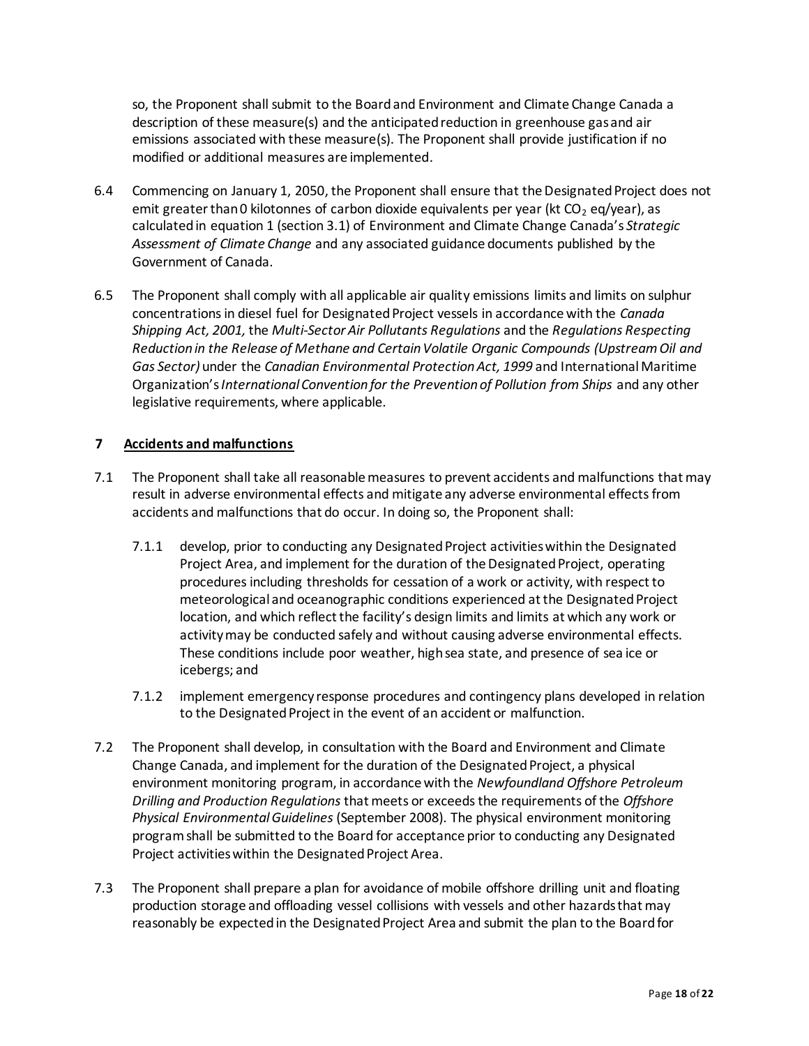so, the Proponent shall submit to the Board and Environment and Climate Change Canada a description of these measure(s) and the anticipated reduction in greenhouse gas and air emissions associated with these measure(s). The Proponent shall provide justification if no modified or additional measures are implemented.

6.4 Commencing on January 1, 2050, the Proponent shall ensure that the Designated Project does not emit greater than 0 kilotonnes of carbon dioxide equivalents per year (kt $CO_2$ eq/year), as calculated in equation 1 (section 3.1) of Environment and Climate Change Canada's *Strategic Assessment of Climate Change* and any associated guidance documents published by the Government of Canada.

6.5 The Proponent shall comply with all applicable air quality emissions limits and limits on sulphur concentrations in diesel fuel for Designated Project vessels in accordance with the *Canada Shipping Act, 2001,* the *Multi-Sector Air Pollutants Regulations* and the *Regulations Respecting Reduction in the Release of Methane and Certain Volatile Organic Compounds (Upstream Oil and Gas Sector)* under the *Canadian Environmental Protection Act, 1999* and International Maritime Organization's *International Convention for the Prevention of Pollution from Ships* and any other legislative requirements, where applicable.

## 7 Accidents and malfunctions

7.1 The Proponent shall take all reasonable measures to prevent accidents and malfunctions that may result in adverse environmental effects and mitigate any adverse environmental effects from accidents and malfunctions that do occur. In doing so, the Proponent shall:

7.1.1 develop, prior to conducting any Designated Project activities within the Designated Project Area, and implement for the duration of the Designated Project, operating procedures including thresholds for cessation of a work or activity, with respect to meteorological and oceanographic conditions experienced at the Designated Project location, and which reflect the facility's design limits and limits at which any work or activity may be conducted safely and without causing adverse environmental effects. These conditions include poor weather, high sea state, and presence of sea ice or icebergs; and

7.1.2 implement emergency response procedures and contingency plans developed in relation to the Designated Project in the event of an accident or malfunction.

7.2 The Proponent shall develop, in consultation with the Board and Environment and Climate Change Canada, and implement for the duration of the Designated Project, a physical environment monitoring program, in accordance with the *Newfoundland Offshore Petroleum Drilling and Production Regulations* that meets or exceeds the requirements of the *Offshore Physical Environmental Guidelines* (September 2008). The physical environment monitoring program shall be submitted to the Board for acceptance prior to conducting any Designated Project activities within the Designated Project Area.

7.3 The Proponent shall prepare a plan for avoidance of mobile offshore drilling unit and floating production storage and offloading vessel collisions with vessels and other hazards that may reasonably be expected in the Designated Project Area and submit the plan to the Board for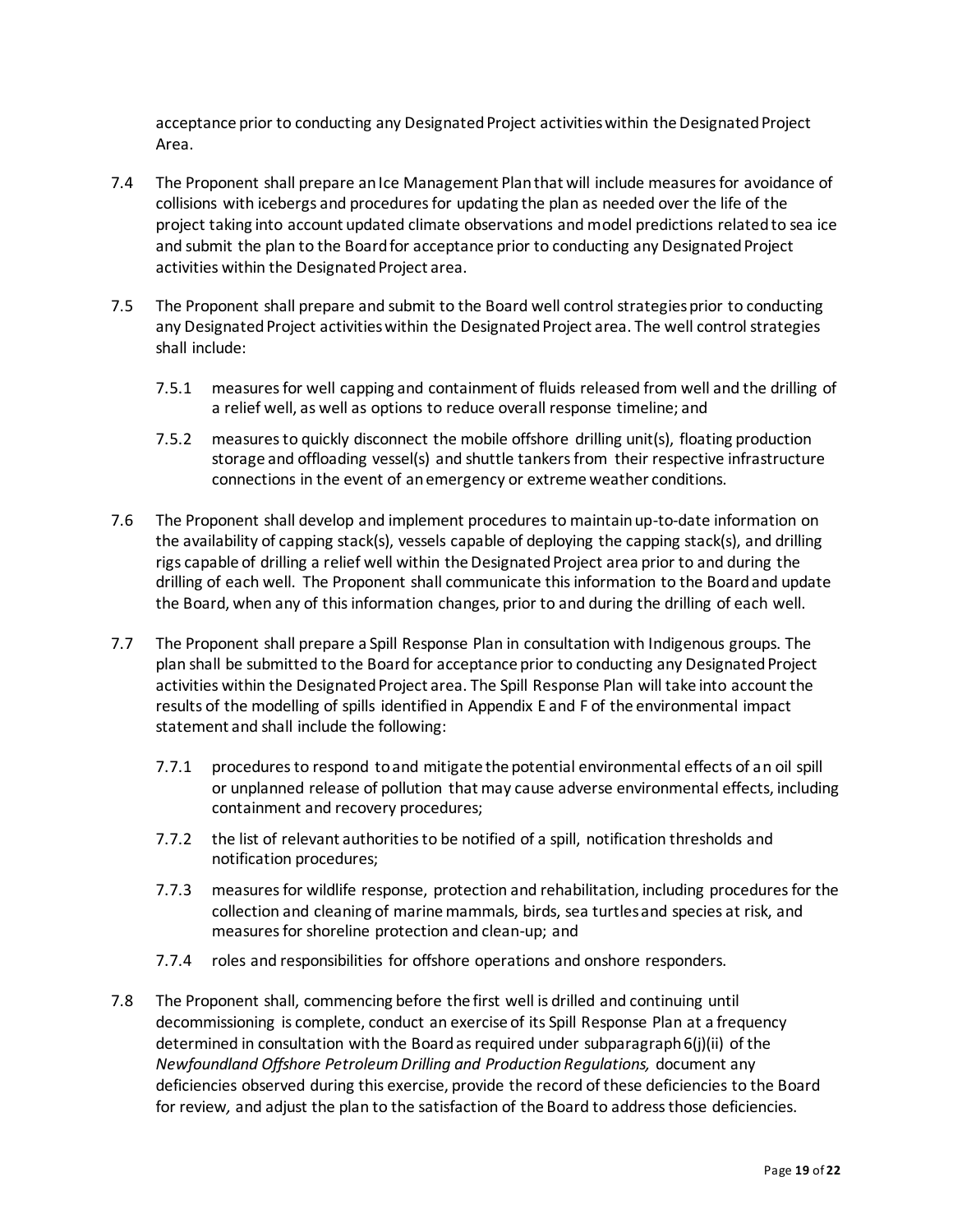acceptance prior to conducting any Designated Project activities within the Designated Project Area.

7.4 The Proponent shall prepare an Ice Management Plan that will include measures for avoidance of collisions with icebergs and procedures for updating the plan as needed over the life of the project taking into account updated climate observations and model predictions related to sea ice and submit the plan to the Board for acceptance prior to conducting any Designated Project activities within the Designated Project area.

7.5 The Proponent shall prepare and submit to the Board well control strategies prior to conducting any Designated Project activities within the Designated Project area. The well control strategies shall include:

   7.5.1 measures for well capping and containment of fluids released from well and the drilling of a relief well, as well as options to reduce overall response timeline; and

   7.5.2 measures to quickly disconnect the mobile offshore drilling unit(s), floating production storage and offloading vessel(s) and shuttle tankers from their respective infrastructure connections in the event of an emergency or extreme weather conditions.

7.6 The Proponent shall develop and implement procedures to maintain up-to-date information on the availability of capping stack(s), vessels capable of deploying the capping stack(s), and drilling rigs capable of drilling a relief well within the Designated Project area prior to and during the drilling of each well. The Proponent shall communicate this information to the Board and update the Board, when any of this information changes, prior to and during the drilling of each well.

7.7 The Proponent shall prepare a Spill Response Plan in consultation with Indigenous groups. The plan shall be submitted to the Board for acceptance prior to conducting any Designated Project activities within the Designated Project area. The Spill Response Plan will take into account the results of the modelling of spills identified in Appendix E and F of the environmental impact statement and shall include the following:

   7.7.1 procedures to respond to and mitigate the potential environmental effects of an oil spill or unplanned release of pollution that may cause adverse environmental effects, including containment and recovery procedures;

   7.7.2 the list of relevant authorities to be notified of a spill, notification thresholds and notification procedures;

   7.7.3 measures for wildlife response, protection and rehabilitation, including procedures for the collection and cleaning of marine mammals, birds, sea turtles and species at risk, and measures for shoreline protection and clean-up; and

   7.7.4 roles and responsibilities for offshore operations and onshore responders.

7.8 The Proponent shall, commencing before the first well is drilled and continuing until decommissioning is complete, conduct an exercise of its Spill Response Plan at a frequency determined in consultation with the Board as required under subparagraph 6(j)(ii) of the *Newfoundland Offshore Petroleum Drilling and Production Regulations,* document any deficiencies observed during this exercise, provide the record of these deficiencies to the Board for review*,* and adjust the plan to the satisfaction of the Board to address those deficiencies.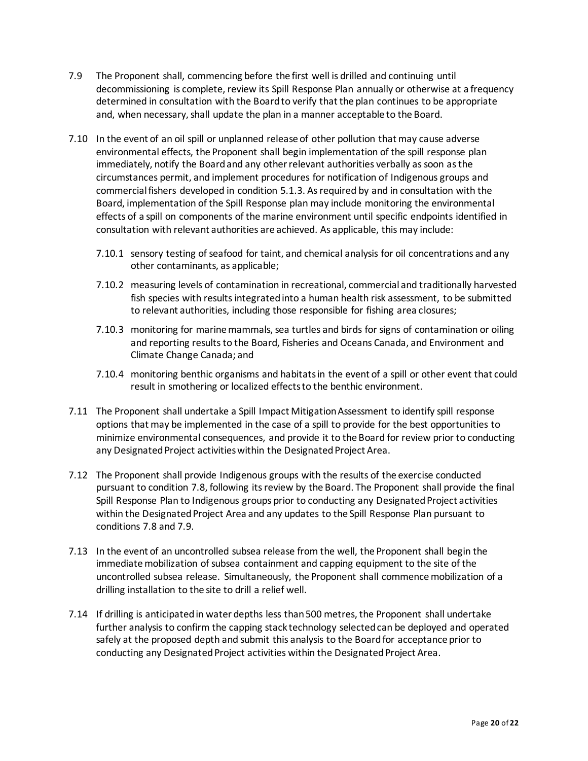7.9 The Proponent shall, commencing before the first well is drilled and continuing until decommissioning is complete, review its Spill Response Plan annually or otherwise at a frequency determined in consultation with the Board to verify that the plan continues to be appropriate and, when necessary, shall update the plan in a manner acceptable to the Board.

7.10 In the event of an oil spill or unplanned release of other pollution that may cause adverse environmental effects, the Proponent shall begin implementation of the spill response plan immediately, notify the Board and any other relevant authorities verbally as soon as the circumstances permit, and implement procedures for notification of Indigenous groups and commercial fishers developed in condition 5.1.3. As required by and in consultation with the Board, implementation of the Spill Response plan may include monitoring the environmental effects of a spill on components of the marine environment until specific endpoints identified in consultation with relevant authorities are achieved. As applicable, this may include:

- 7.10.1 sensory testing of seafood for taint, and chemical analysis for oil concentrations and any other contaminants, as applicable;
- 7.10.2 measuring levels of contamination in recreational, commercial and traditionally harvested fish species with results integrated into a human health risk assessment, to be submitted to relevant authorities, including those responsible for fishing area closures;
- 7.10.3 monitoring for marine mammals, sea turtles and birds for signs of contamination or oiling and reporting results to the Board, Fisheries and Oceans Canada, and Environment and Climate Change Canada; and
- 7.10.4 monitoring benthic organisms and habitats in the event of a spill or other event that could result in smothering or localized effects to the benthic environment.

7.11 The Proponent shall undertake a Spill Impact Mitigation Assessment to identify spill response options that may be implemented in the case of a spill to provide for the best opportunities to minimize environmental consequences, and provide it to the Board for review prior to conducting any Designated Project activities within the Designated Project Area.

7.12 The Proponent shall provide Indigenous groups with the results of the exercise conducted pursuant to condition 7.8, following its review by the Board. The Proponent shall provide the final Spill Response Plan to Indigenous groups prior to conducting any Designated Project activities within the Designated Project Area and any updates to the Spill Response Plan pursuant to conditions 7.8 and 7.9.

7.13 In the event of an uncontrolled subsea release from the well, the Proponent shall begin the immediate mobilization of subsea containment and capping equipment to the site of the uncontrolled subsea release. Simultaneously, the Proponent shall commence mobilization of a drilling installation to the site to drill a relief well.

7.14 If drilling is anticipated in water depths less than 500 metres, the Proponent shall undertake further analysis to confirm the capping stack technology selected can be deployed and operated safely at the proposed depth and submit this analysis to the Board for acceptance prior to conducting any Designated Project activities within the Designated Project Area.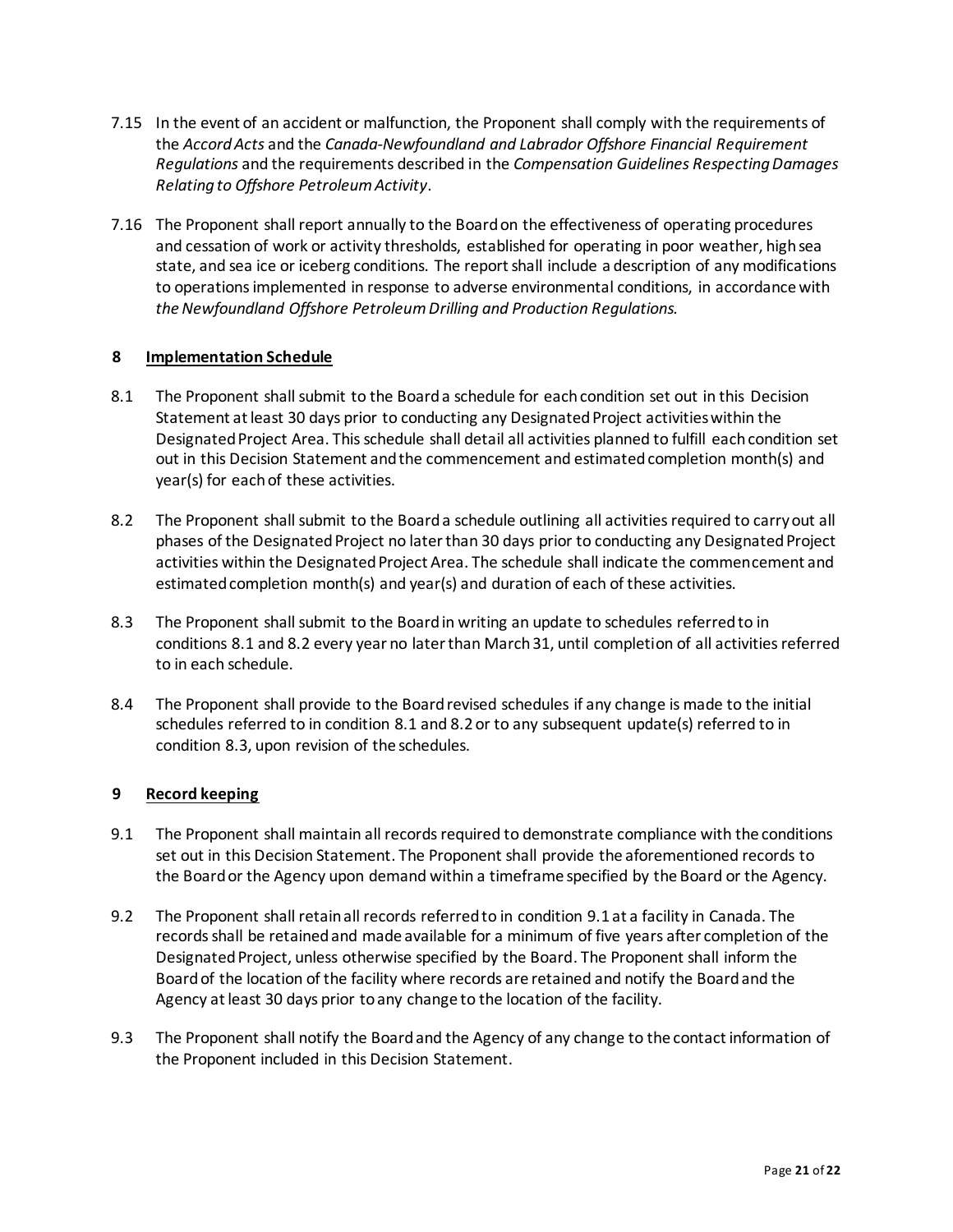7.15 In the event of an accident or malfunction, the Proponent shall comply with the requirements of the *Accord Acts* and the *Canada-Newfoundland and Labrador Offshore Financial Requirement Regulations* and the requirements described in the *Compensation Guidelines Respecting Damages Relating to Offshore Petroleum Activity*.

7.16 The Proponent shall report annually to the Board on the effectiveness of operating procedures and cessation of work or activity thresholds, established for operating in poor weather, high sea state, and sea ice or iceberg conditions. The report shall include a description of any modifications to operations implemented in response to adverse environmental conditions, in accordance with *the Newfoundland Offshore Petroleum Drilling and Production Regulations.*

## 8 Implementation Schedule

8.1 The Proponent shall submit to the Board a schedule for each condition set out in this Decision Statement at least 30 days prior to conducting any Designated Project activities within the Designated Project Area. This schedule shall detail all activities planned to fulfill each condition set out in this Decision Statement and the commencement and estimated completion month(s) and year(s) for each of these activities.

8.2 The Proponent shall submit to the Board a schedule outlining all activities required to carry out all phases of the Designated Project no later than 30 days prior to conducting any Designated Project activities within the Designated Project Area. The schedule shall indicate the commencement and estimated completion month(s) and year(s) and duration of each of these activities.

8.3 The Proponent shall submit to the Board in writing an update to schedules referred to in conditions 8.1 and 8.2 every year no later than March 31, until completion of all activities referred to in each schedule.

8.4 The Proponent shall provide to the Board revised schedules if any change is made to the initial schedules referred to in condition 8.1 and 8.2 or to any subsequent update(s) referred to in condition 8.3, upon revision of the schedules.

## 9 Record keeping

9.1 The Proponent shall maintain all records required to demonstrate compliance with the conditions set out in this Decision Statement. The Proponent shall provide the aforementioned records to the Board or the Agency upon demand within a timeframe specified by the Board or the Agency.

9.2 The Proponent shall retain all records referred to in condition 9.1 at a facility in Canada. The records shall be retained and made available for a minimum of five years after completion of the Designated Project, unless otherwise specified by the Board. The Proponent shall inform the Board of the location of the facility where records are retained and notify the Board and the Agency at least 30 days prior to any change to the location of the facility.

9.3 The Proponent shall notify the Board and the Agency of any change to the contact information of the Proponent included in this Decision Statement.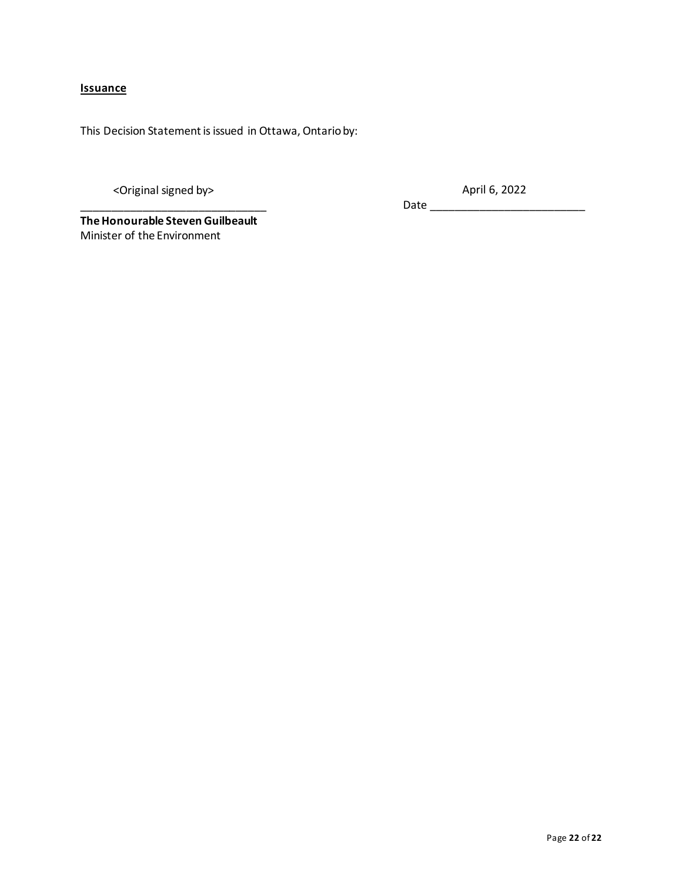**Issuance**

This Decision Statement is issued in Ottawa, Ontario by:

<Original signed by>

_______________________________

**The Honourable Steven Guilbeault**
Minister of the Environment

April 6, 2022

Date _________________________